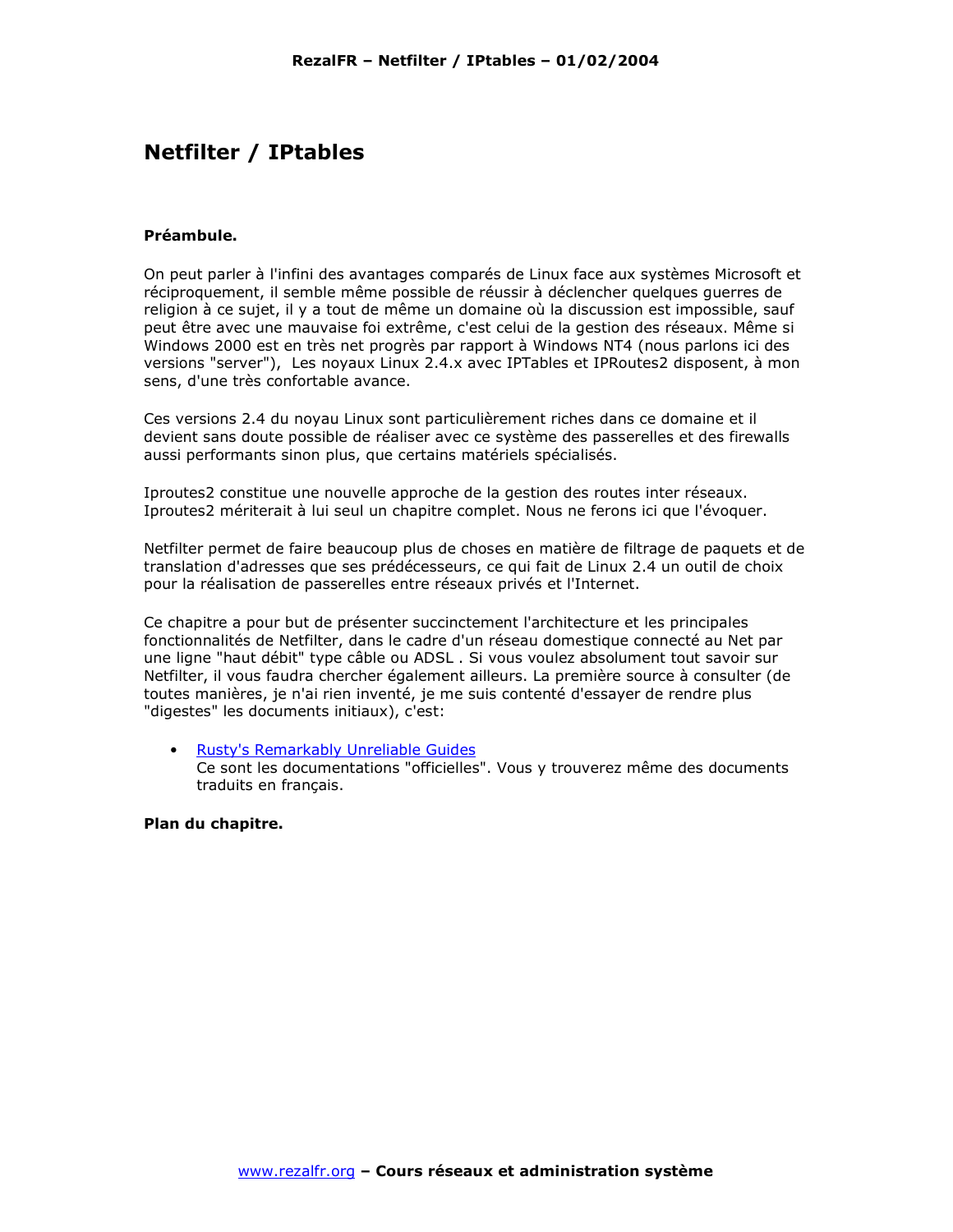# Netfilter / IPtables

**Préambule.**

On peut parler à l'infini des avantages comparés de Linux face aux systèmes Microsoft et réciproquement, il semble même possible de réussir à déclencher quelques guerres de religion à ce sujet, il y a tout de même un domaine où la discussion est impossible, sauf peut être avec une mauvaise foi extrême, c'est celui de la gestion des réseaux. Même si Windows 2000 est en très net progrès par rapport à Windows NT4 (nous parlons ici des versions "server"), Les noyaux Linux 2.4.x avec IPTables et IPRoutes2 disposent, à mon sens, d'une très confortable avance.

Ces versions 2.4 du noyau Linux sont particulièrement riches dans ce domaine et il devient sans doute possible de réaliser avec ce système des passerelles et des firewalls aussi performants sinon plus, que certains matériels spécialisés.

Iproutes2 constitue une nouvelle approche de la gestion des routes inter réseaux. Iproutes2 mériterait à lui seul un chapitre complet. Nous ne ferons ici que l'évoquer.

Netfilter permet de faire beaucoup plus de choses en matière de filtrage de paquets et de translation d'adresses que ses prédécesseurs, ce qui fait de Linux 2.4 un outil de choix pour la réalisation de passerelles entre réseaux privés et l'Internet.

Ce chapitre a pour but de présenter succinctement l'architecture et les principales fonctionnalités de Netfilter, dans le cadre d'un réseau domestique connecté au Net par une ligne "haut débit" type câble ou ADSL . Si vous voulez absolument tout savoir sur Netfilter, il vous faudra chercher également ailleurs. La première source à consulter (de toutes manières, je n'ai rien inventé, je me suis contenté d'essayer de rendre plus "digestes" les documents initiaux), c'est:

- Rusty's Remarkably Unreliable Guides
  Ce sont les documentations "officielles". Vous y trouverez même des documents traduits en français.

**Plan du chapitre.**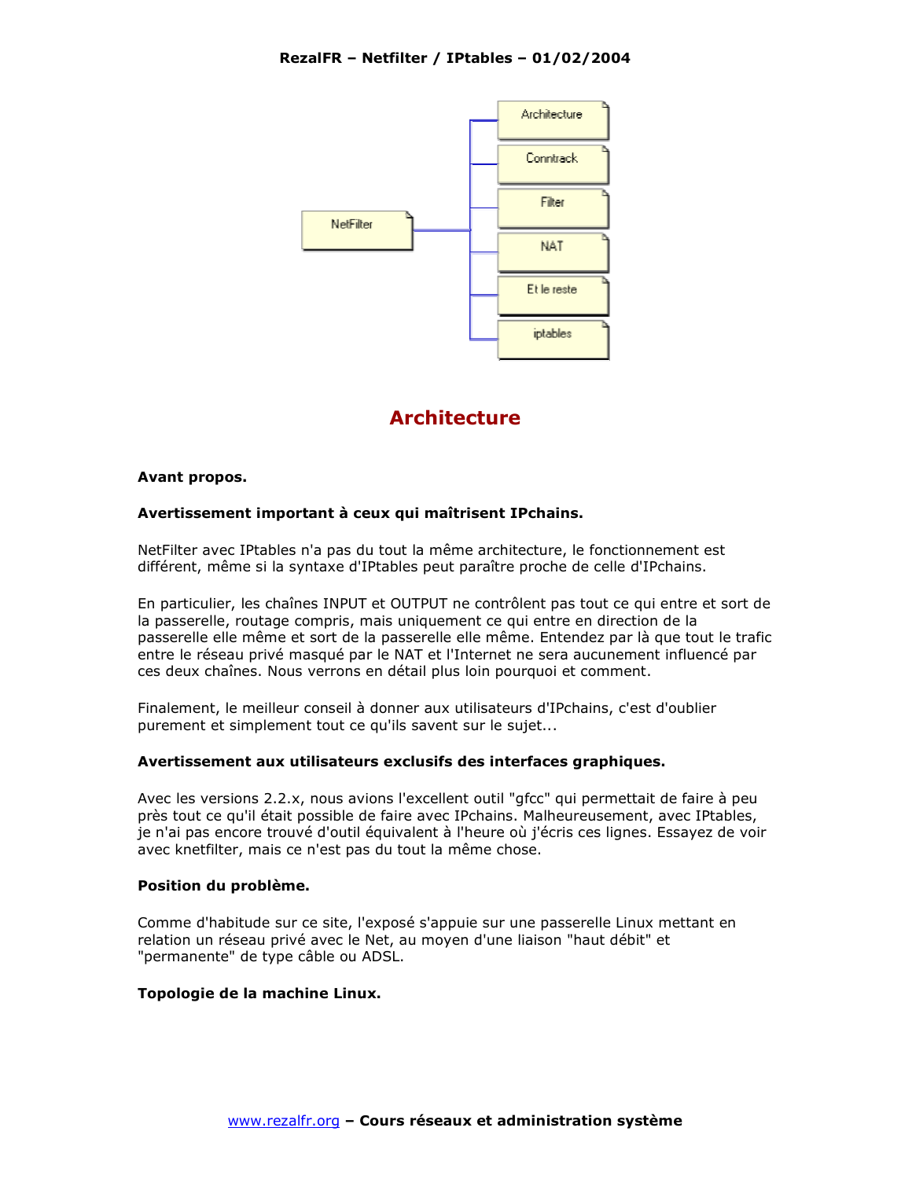# Architecture

**Avant propos.**

**Avertissement important à ceux qui maîtrisent IPchains.**

NetFilter avec IPtables n'a pas du tout la même architecture, le fonctionnement est différent, même si la syntaxe d'IPtables peut paraître proche de celle d'IPchains.

En particulier, les chaînes INPUT et OUTPUT ne contrôlent pas tout ce qui entre et sort de la passerelle, routage compris, mais uniquement ce qui entre en direction de la passerelle elle même et sort de la passerelle elle même. Entendez par là que tout le trafic entre le réseau privé masqué par le NAT et l'Internet ne sera aucunement influencé par ces deux chaînes. Nous verrons en détail plus loin pourquoi et comment.

Finalement, le meilleur conseil à donner aux utilisateurs d'IPchains, c'est d'oublier purement et simplement tout ce qu'ils savent sur le sujet...

**Avertissement aux utilisateurs exclusifs des interfaces graphiques.**

Avec les versions 2.2.x, nous avions l'excellent outil "gfcc" qui permettait de faire à peu près tout ce qu'il était possible de faire avec IPchains. Malheureusement, avec IPtables, je n'ai pas encore trouvé d'outil équivalent à l'heure où j'écris ces lignes. Essayez de voir avec knetfilter, mais ce n'est pas du tout la même chose.

**Position du problème.**

Comme d'habitude sur ce site, l'exposé s'appuie sur une passerelle Linux mettant en relation un réseau privé avec le Net, au moyen d'une liaison "haut débit" et "permanente" de type câble ou ADSL.

**Topologie de la machine Linux.**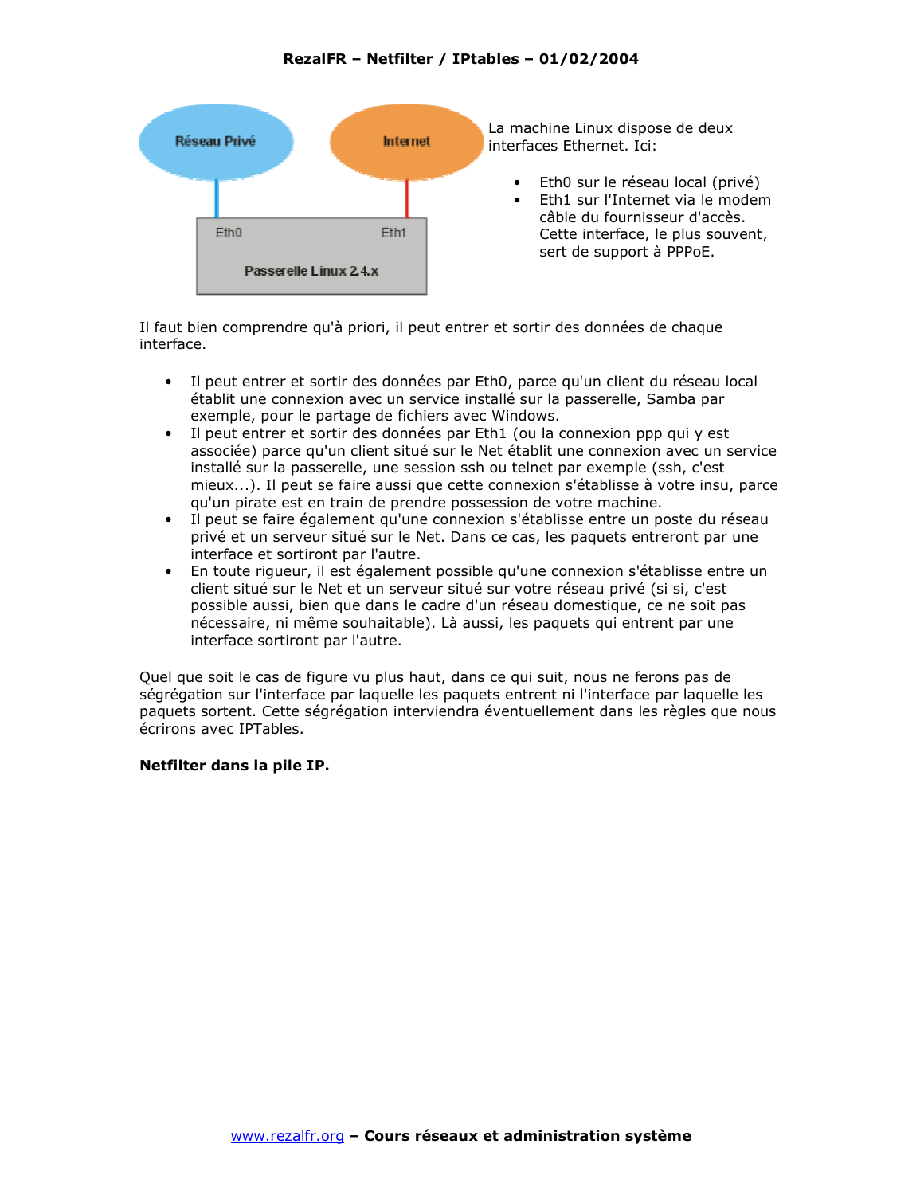La machine Linux dispose de deux interfaces Ethernet. Ici:

- Eth0 sur le réseau local (privé)
- Eth1 sur l'Internet via le modem câble du fournisseur d'accès. Cette interface, le plus souvent, sert de support à PPPoE.

Il faut bien comprendre qu'à priori, il peut entrer et sortir des données de chaque interface.

- Il peut entrer et sortir des données par Eth0, parce qu'un client du réseau local établit une connexion avec un service installé sur la passerelle, Samba par exemple, pour le partage de fichiers avec Windows.
- Il peut entrer et sortir des données par Eth1 (ou la connexion ppp qui y est associée) parce qu'un client situé sur le Net établit une connexion avec un service installé sur la passerelle, une session ssh ou telnet par exemple (ssh, c'est mieux...). Il peut se faire aussi que cette connexion s'établisse à votre insu, parce qu'un pirate est en train de prendre possession de votre machine.
- Il peut se faire également qu'une connexion s'établisse entre un poste du réseau privé et un serveur situé sur le Net. Dans ce cas, les paquets entreront par une interface et sortiront par l'autre.
- En toute rigueur, il est également possible qu'une connexion s'établisse entre un client situé sur le Net et un serveur situé sur votre réseau privé (si si, c'est possible aussi, bien que dans le cadre d'un réseau domestique, ce ne soit pas nécessaire, ni même souhaitable). Là aussi, les paquets qui entrent par une interface sortiront par l'autre.

Quel que soit le cas de figure vu plus haut, dans ce qui suit, nous ne ferons pas de ségrégation sur l'interface par laquelle les paquets entrent ni l'interface par laquelle les paquets sortent. Cette ségrégation interviendra éventuellement dans les règles que nous écrirons avec IPTables.

**Netfilter dans la pile IP.**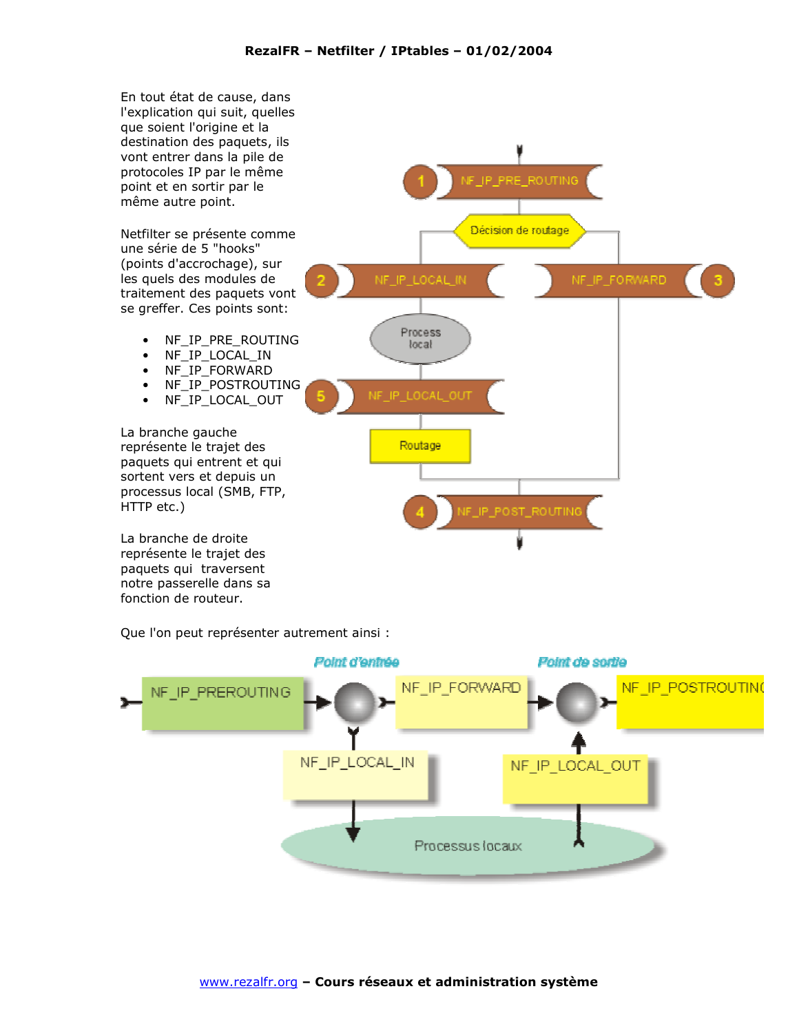En tout état de cause, dans l'explication qui suit, quelles que soient l'origine et la destination des paquets, ils vont entrer dans la pile de protocoles IP par le même point et en sortir par le même autre point.

Netfilter se présente comme une série de 5 "hooks" (points d'accrochage), sur les quels des modules de traitement des paquets vont se greffer. Ces points sont:

- NF_IP_PRE_ROUTING
- NF_IP_LOCAL_IN
- NF_IP_FORWARD
- NF_IP_POSTROUTING
- NF_IP_LOCAL_OUT

La branche gauche représente le trajet des paquets qui entrent et qui sortent vers et depuis un processus local (SMB, FTP, HTTP etc.)

La branche de droite représente le trajet des paquets qui traversent notre passerelle dans sa fonction de routeur.

Que l'on peut représenter autrement ainsi :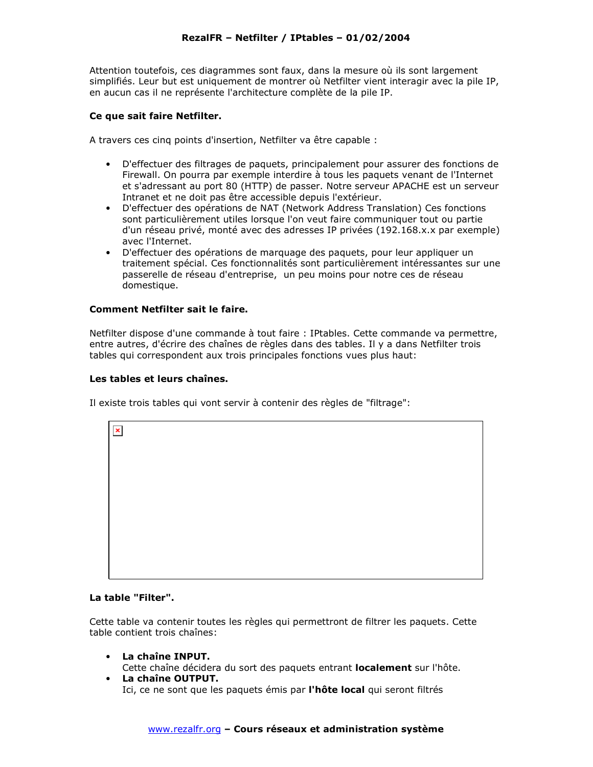Attention toutefois, ces diagrammes sont faux, dans la mesure où ils sont largement simplifiés. Leur but est uniquement de montrer où Netfilter vient interagir avec la pile IP, en aucun cas il ne représente l'architecture complète de la pile IP.

**Ce que sait faire Netfilter.**

A travers ces cinq points d'insertion, Netfilter va être capable :

- D'effectuer des filtrages de paquets, principalement pour assurer des fonctions de Firewall. On pourra par exemple interdire à tous les paquets venant de l'Internet et s'adressant au port 80 (HTTP) de passer. Notre serveur APACHE est un serveur Intranet et ne doit pas être accessible depuis l'extérieur.
- D'effectuer des opérations de NAT (Network Address Translation) Ces fonctions sont particulièrement utiles lorsque l'on veut faire communiquer tout ou partie d'un réseau privé, monté avec des adresses IP privées (192.168.x.x par exemple) avec l'Internet.
- D'effectuer des opérations de marquage des paquets, pour leur appliquer un traitement spécial. Ces fonctionnalités sont particulièrement intéressantes sur une passerelle de réseau d'entreprise, un peu moins pour notre ces de réseau domestique.

**Comment Netfilter sait le faire.**

Netfilter dispose d'une commande à tout faire : IPtables. Cette commande va permettre, entre autres, d'écrire des chaînes de règles dans des tables. Il y a dans Netfilter trois tables qui correspondent aux trois principales fonctions vues plus haut:

**Les tables et leurs chaînes.**

Il existe trois tables qui vont servir à contenir des règles de "filtrage":

**La table "Filter".**

Cette table va contenir toutes les règles qui permettront de filtrer les paquets. Cette table contient trois chaînes:

- **La chaîne INPUT.**
  Cette chaîne décidera du sort des paquets entrant **localement** sur l'hôte.
- **La chaîne OUTPUT.**
  Ici, ce ne sont que les paquets émis par **l'hôte local** qui seront filtrés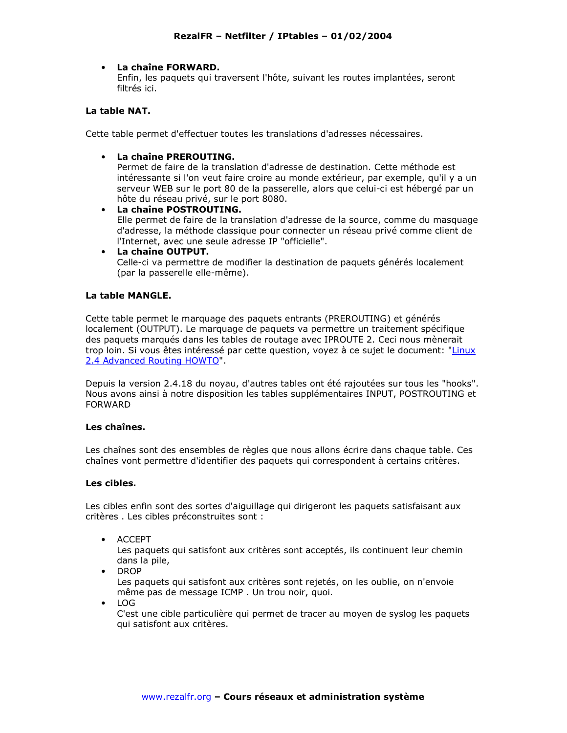- **La chaîne FORWARD.**
  Enfin, les paquets qui traversent l'hôte, suivant les routes implantées, seront filtrés ici.

**La table NAT.**

Cette table permet d'effectuer toutes les translations d'adresses nécessaires.

- **La chaîne PREROUTING.**
  Permet de faire de la translation d'adresse de destination. Cette méthode est intéressante si l'on veut faire croire au monde extérieur, par exemple, qu'il y a un serveur WEB sur le port 80 de la passerelle, alors que celui-ci est hébergé par un hôte du réseau privé, sur le port 8080.
- **La chaîne POSTROUTING.**
  Elle permet de faire de la translation d'adresse de la source, comme du masquage d'adresse, la méthode classique pour connecter un réseau privé comme client de l'Internet, avec une seule adresse IP "officielle".
- **La chaîne OUTPUT.**
  Celle-ci va permettre de modifier la destination de paquets générés localement (par la passerelle elle-même).

**La table MANGLE.**

Cette table permet le marquage des paquets entrants (PREROUTING) et générés localement (OUTPUT). Le marquage de paquets va permettre un traitement spécifique des paquets marqués dans les tables de routage avec IPROUTE 2. Ceci nous mènerait trop loin. Si vous êtes intéressé par cette question, voyez à ce sujet le document: "Linux 2.4 Advanced Routing HOWTO".

Depuis la version 2.4.18 du noyau, d'autres tables ont été rajoutées sur tous les "hooks". Nous avons ainsi à notre disposition les tables supplémentaires INPUT, POSTROUTING et FORWARD

**Les chaînes.**

Les chaînes sont des ensembles de règles que nous allons écrire dans chaque table. Ces chaînes vont permettre d'identifier des paquets qui correspondent à certains critères.

**Les cibles.**

Les cibles enfin sont des sortes d'aiguillage qui dirigeront les paquets satisfaisant aux critères . Les cibles préconstruites sont :

- ACCEPT
  Les paquets qui satisfont aux critères sont acceptés, ils continuent leur chemin dans la pile,
- DROP
  Les paquets qui satisfont aux critères sont rejetés, on les oublie, on n'envoie même pas de message ICMP . Un trou noir, quoi.
- LOG
  C'est une cible particulière qui permet de tracer au moyen de syslog les paquets qui satisfont aux critères.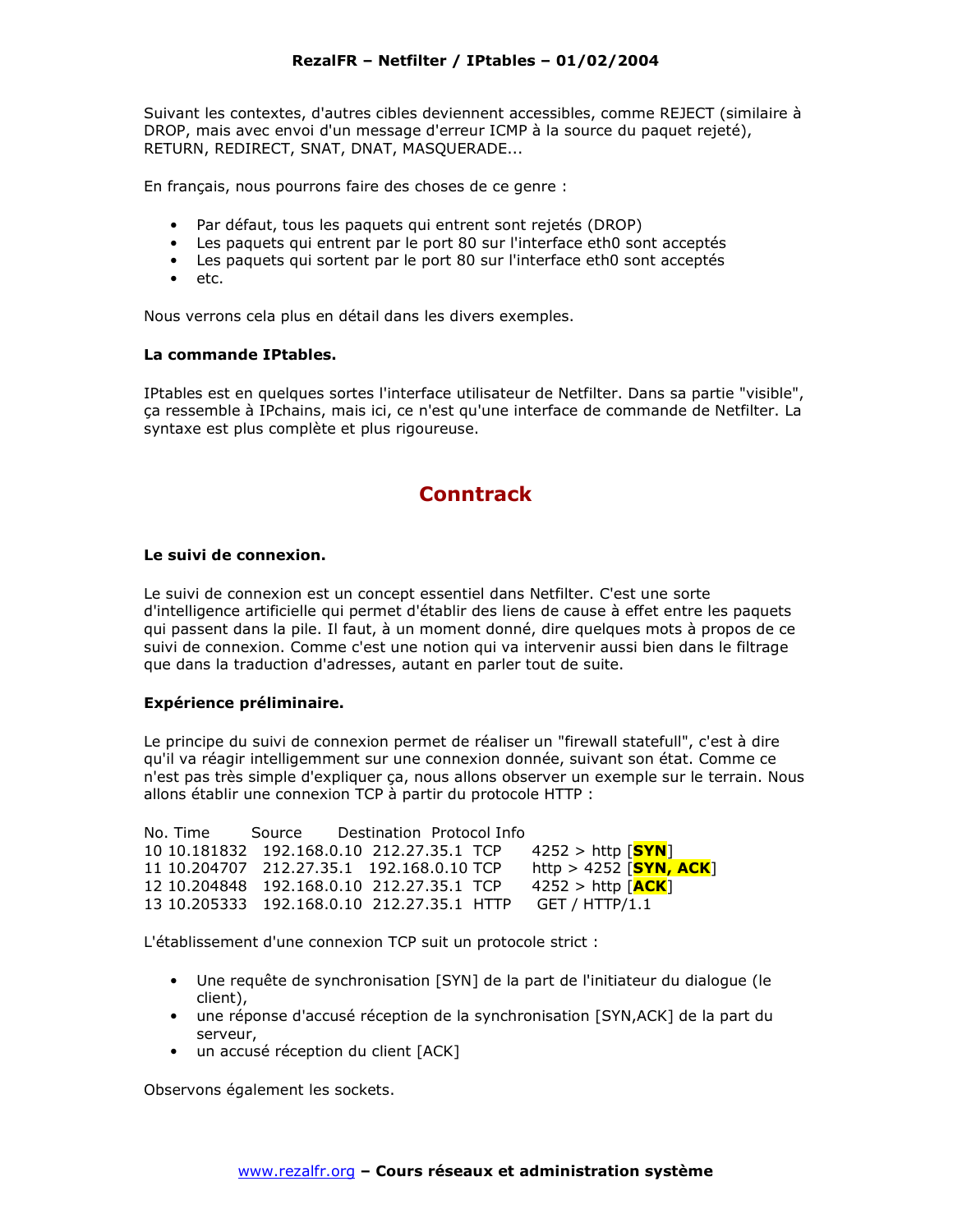Suivant les contextes, d'autres cibles deviennent accessibles, comme REJECT (similaire à DROP, mais avec envoi d'un message d'erreur ICMP à la source du paquet rejeté), RETURN, REDIRECT, SNAT, DNAT, MASQUERADE...

En français, nous pourrons faire des choses de ce genre :

- Par défaut, tous les paquets qui entrent sont rejetés (DROP)
- Les paquets qui entrent par le port 80 sur l'interface eth0 sont acceptés
- Les paquets qui sortent par le port 80 sur l'interface eth0 sont acceptés
- etc.

Nous verrons cela plus en détail dans les divers exemples.

**La commande IPtables.**

IPtables est en quelques sortes l'interface utilisateur de Netfilter. Dans sa partie "visible", ça ressemble à IPchains, mais ici, ce n'est qu'une interface de commande de Netfilter. La syntaxe est plus complète et plus rigoureuse.

## Conntrack

**Le suivi de connexion.**

Le suivi de connexion est un concept essentiel dans Netfilter. C'est une sorte d'intelligence artificielle qui permet d'établir des liens de cause à effet entre les paquets qui passent dans la pile. Il faut, à un moment donné, dire quelques mots à propos de ce suivi de connexion. Comme c'est une notion qui va intervenir aussi bien dans le filtrage que dans la traduction d'adresses, autant en parler tout de suite.

**Expérience préliminaire.**

Le principe du suivi de connexion permet de réaliser un "firewall statefull", c'est à dire qu'il va réagir intelligemment sur une connexion donnée, suivant son état. Comme ce n'est pas très simple d'expliquer ça, nous allons observer un exemple sur le terrain. Nous allons établir une connexion TCP à partir du protocole HTTP :

```
No. Time       Source        Destination  Protocol Info
10 10.181832   192.168.0.10  212.27.35.1  TCP      4252 > http [SYN]
11 10.204707   212.27.35.1   192.168.0.10 TCP      http > 4252 [SYN, ACK]
12 10.204848   192.168.0.10  212.27.35.1  TCP      4252 > http [ACK]
13 10.205333   192.168.0.10  212.27.35.1  HTTP     GET / HTTP/1.1
```

L'établissement d'une connexion TCP suit un protocole strict :

- Une requête de synchronisation [SYN] de la part de l'initiateur du dialogue (le client),
- une réponse d'accusé réception de la synchronisation [SYN,ACK] de la part du serveur,
- un accusé réception du client [ACK]

Observons également les sockets.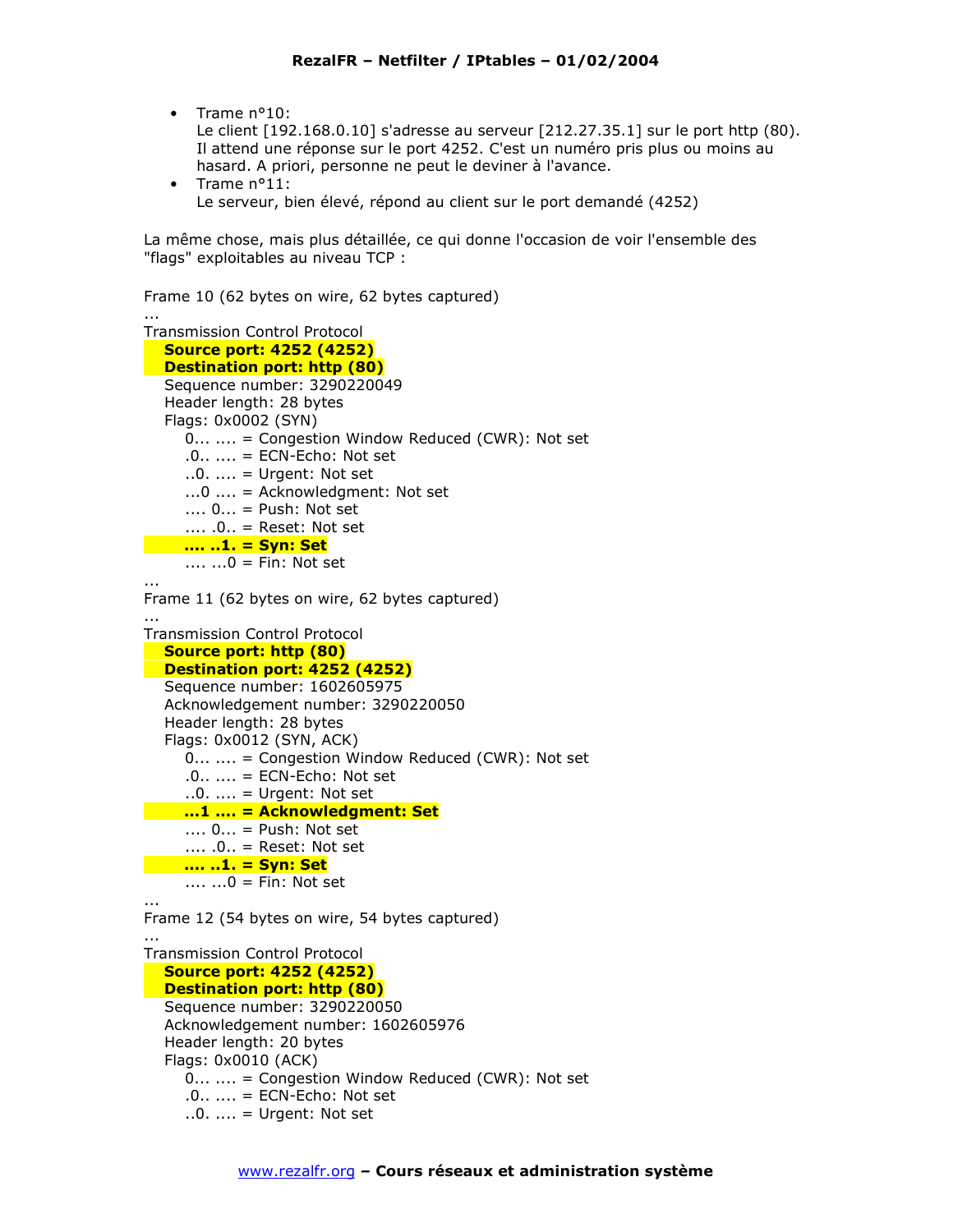- Trame n°10:
  Le client [192.168.0.10] s'adresse au serveur [212.27.35.1] sur le port http (80). Il attend une réponse sur le port 4252. C'est un numéro pris plus ou moins au hasard. A priori, personne ne peut le deviner à l'avance.
- Trame n°11:
  Le serveur, bien élevé, répond au client sur le port demandé (4252)

La même chose, mais plus détaillée, ce qui donne l'occasion de voir l'ensemble des "flags" exploitables au niveau TCP :

```
Frame 10 (62 bytes on wire, 62 bytes captured)
...
Transmission Control Protocol
   Source port: 4252 (4252)
   Destination port: http (80)
   Sequence number: 3290220049
   Header length: 28 bytes
   Flags: 0x0002 (SYN)
      0... .... = Congestion Window Reduced (CWR): Not set
      .0.. .... = ECN-Echo: Not set
      ..0. .... = Urgent: Not set
      ...0 .... = Acknowledgment: Not set
      .... 0... = Push: Not set
      .... .0.. = Reset: Not set
      .... ..1. = Syn: Set
      .... ...0 = Fin: Not set
...
Frame 11 (62 bytes on wire, 62 bytes captured)
...
Transmission Control Protocol
   Source port: http (80)
   Destination port: 4252 (4252)
   Sequence number: 1602605975
   Acknowledgement number: 3290220050
   Header length: 28 bytes
   Flags: 0x0012 (SYN, ACK)
      0... .... = Congestion Window Reduced (CWR): Not set
      .0.. .... = ECN-Echo: Not set
      ..0. .... = Urgent: Not set
      ...1 .... = Acknowledgment: Set
      .... 0... = Push: Not set
      .... .0.. = Reset: Not set
      .... ..1. = Syn: Set
      .... ...0 = Fin: Not set
...
Frame 12 (54 bytes on wire, 54 bytes captured)
...
Transmission Control Protocol
   Source port: 4252 (4252)
   Destination port: http (80)
   Sequence number: 3290220050
   Acknowledgement number: 1602605976
   Header length: 20 bytes
   Flags: 0x0010 (ACK)
      0... .... = Congestion Window Reduced (CWR): Not set
      .0.. .... = ECN-Echo: Not set
      ..0. .... = Urgent: Not set
```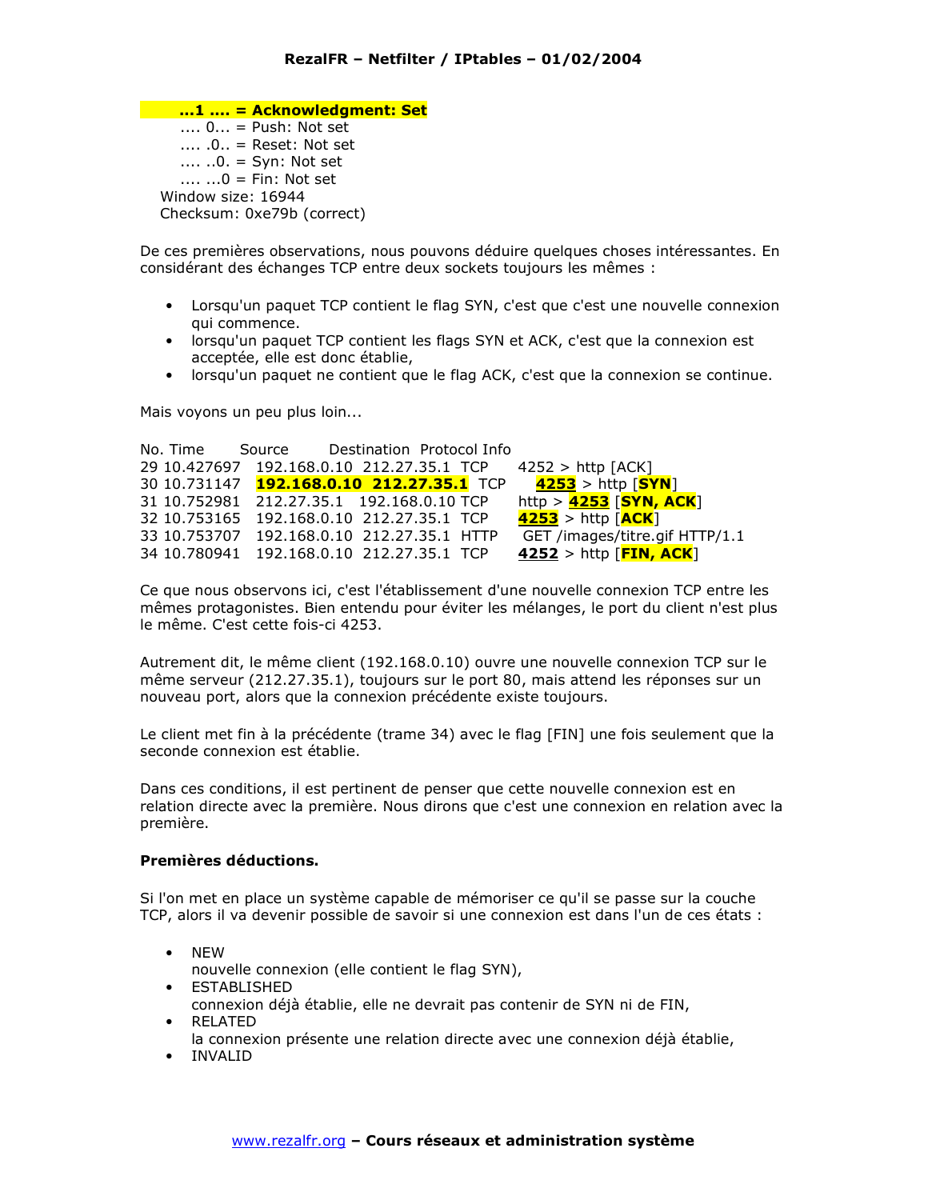```
        ...1 .... = Acknowledgment: Set
        .... 0... = Push: Not set
        .... .0.. = Reset: Not set
        .... ..0. = Syn: Not set
        .... ...0 = Fin: Not set
    Window size: 16944
    Checksum: 0xe79b (correct)
```

De ces premières observations, nous pouvons déduire quelques choses intéressantes. En considérant des échanges TCP entre deux sockets toujours les mêmes :

- Lorsqu'un paquet TCP contient le flag SYN, c'est que c'est une nouvelle connexion qui commence.
- lorsqu'un paquet TCP contient les flags SYN et ACK, c'est que la connexion est acceptée, elle est donc établie,
- lorsqu'un paquet ne contient que le flag ACK, c'est que la connexion se continue.

Mais voyons un peu plus loin...

```
No. Time       Source        Destination  Protocol Info
29 10.427697   192.168.0.10  212.27.35.1  TCP      4252 > http [ACK]
30 10.731147   192.168.0.10  212.27.35.1  TCP      4253 > http [SYN]
31 10.752981   212.27.35.1   192.168.0.10 TCP      http > 4253 [SYN, ACK]
32 10.753165   192.168.0.10  212.27.35.1  TCP      4253 > http [ACK]
33 10.753707   192.168.0.10  212.27.35.1  HTTP     GET /images/titre.gif HTTP/1.1
34 10.780941   192.168.0.10  212.27.35.1  TCP      4252 > http [FIN, ACK]
```

Ce que nous observons ici, c'est l'établissement d'une nouvelle connexion TCP entre les mêmes protagonistes. Bien entendu pour éviter les mélanges, le port du client n'est plus le même. C'est cette fois-ci 4253.

Autrement dit, le même client (192.168.0.10) ouvre une nouvelle connexion TCP sur le même serveur (212.27.35.1), toujours sur le port 80, mais attend les réponses sur un nouveau port, alors que la connexion précédente existe toujours.

Le client met fin à la précédente (trame 34) avec le flag [FIN] une fois seulement que la seconde connexion est établie.

Dans ces conditions, il est pertinent de penser que cette nouvelle connexion est en relation directe avec la première. Nous dirons que c'est une connexion en relation avec la première.

**Premières déductions.**

Si l'on met en place un système capable de mémoriser ce qu'il se passe sur la couche TCP, alors il va devenir possible de savoir si une connexion est dans l'un de ces états :

- NEW
  nouvelle connexion (elle contient le flag SYN),
- ESTABLISHED
  connexion déjà établie, elle ne devrait pas contenir de SYN ni de FIN,
- RELATED
  la connexion présente une relation directe avec une connexion déjà établie,
- INVALID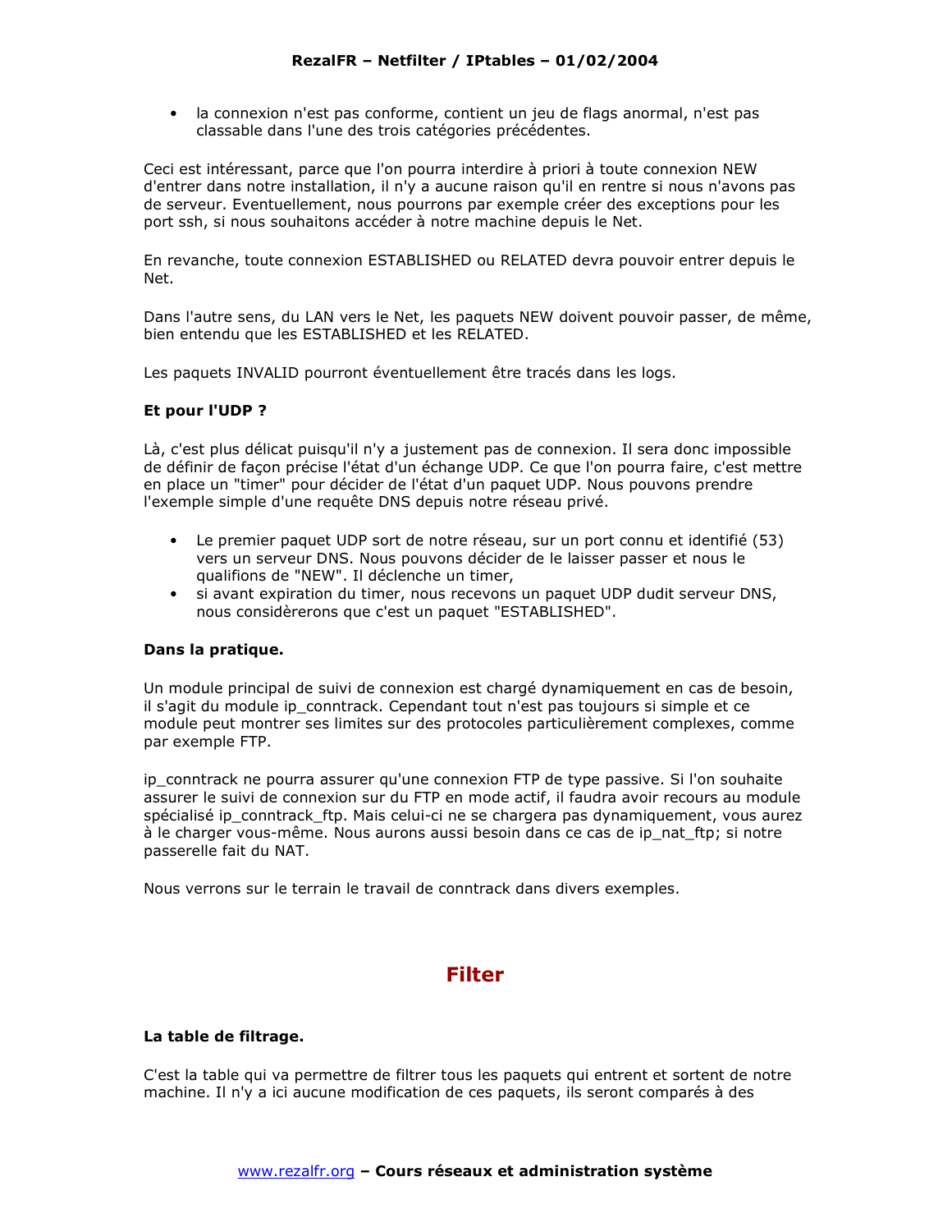- la connexion n'est pas conforme, contient un jeu de flags anormal, n'est pas classable dans l'une des trois catégories précédentes.

Ceci est intéressant, parce que l'on pourra interdire à priori à toute connexion NEW d'entrer dans notre installation, il n'y a aucune raison qu'il en rentre si nous n'avons pas de serveur. Eventuellement, nous pourrons par exemple créer des exceptions pour les port ssh, si nous souhaitons accéder à notre machine depuis le Net.

En revanche, toute connexion ESTABLISHED ou RELATED devra pouvoir entrer depuis le Net.

Dans l'autre sens, du LAN vers le Net, les paquets NEW doivent pouvoir passer, de même, bien entendu que les ESTABLISHED et les RELATED.

Les paquets INVALID pourront éventuellement être tracés dans les logs.

**Et pour l'UDP ?**

Là, c'est plus délicat puisqu'il n'y a justement pas de connexion. Il sera donc impossible de définir de façon précise l'état d'un échange UDP. Ce que l'on pourra faire, c'est mettre en place un "timer" pour décider de l'état d'un paquet UDP. Nous pouvons prendre l'exemple simple d'une requête DNS depuis notre réseau privé.

- Le premier paquet UDP sort de notre réseau, sur un port connu et identifié (53) vers un serveur DNS. Nous pouvons décider de le laisser passer et nous le qualifions de "NEW". Il déclenche un timer,
- si avant expiration du timer, nous recevons un paquet UDP dudit serveur DNS, nous considèrerons que c'est un paquet "ESTABLISHED".

**Dans la pratique.**

Un module principal de suivi de connexion est chargé dynamiquement en cas de besoin, il s'agit du module ip_conntrack. Cependant tout n'est pas toujours si simple et ce module peut montrer ses limites sur des protocoles particulièrement complexes, comme par exemple FTP.

ip_conntrack ne pourra assurer qu'une connexion FTP de type passive. Si l'on souhaite assurer le suivi de connexion sur du FTP en mode actif, il faudra avoir recours au module spécialisé ip_conntrack_ftp. Mais celui-ci ne se chargera pas dynamiquement, vous aurez à le charger vous-même. Nous aurons aussi besoin dans ce cas de ip_nat_ftp; si notre passerelle fait du NAT.

Nous verrons sur le terrain le travail de conntrack dans divers exemples.

## Filter

**La table de filtrage.**

C'est la table qui va permettre de filtrer tous les paquets qui entrent et sortent de notre machine. Il n'y a ici aucune modification de ces paquets, ils seront comparés à des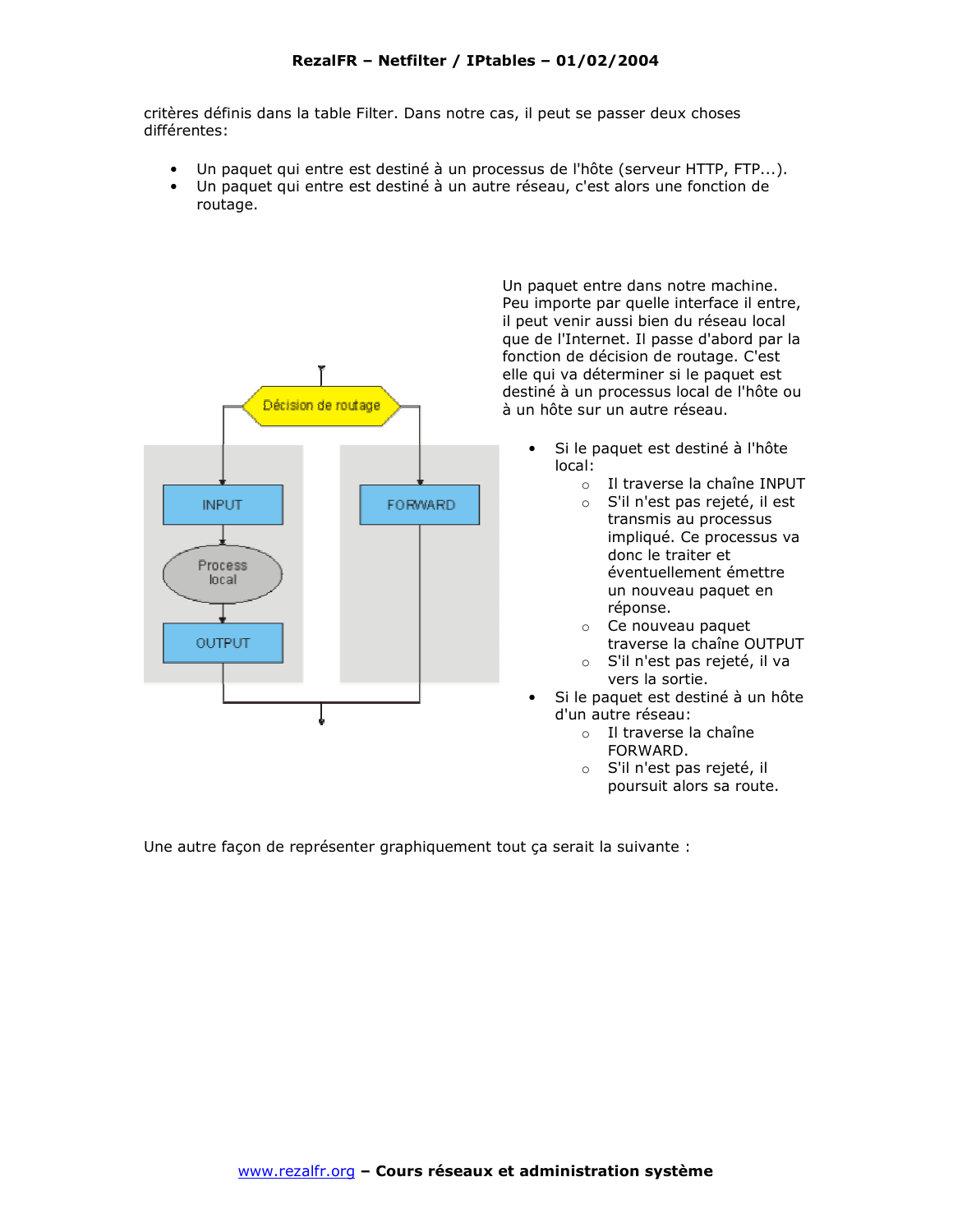critères définis dans la table Filter. Dans notre cas, il peut se passer deux choses différentes:

- Un paquet qui entre est destiné à un processus de l'hôte (serveur HTTP, FTP...).
- Un paquet qui entre est destiné à un autre réseau, c'est alors une fonction de routage.

Un paquet entre dans notre machine. Peu importe par quelle interface il entre, il peut venir aussi bien du réseau local que de l'Internet. Il passe d'abord par la fonction de décision de routage. C'est elle qui va déterminer si le paquet est destiné à un processus local de l'hôte ou à un hôte sur un autre réseau.

- Si le paquet est destiné à l'hôte local:
  - Il traverse la chaîne INPUT
  - S'il n'est pas rejeté, il est transmis au processus impliqué. Ce processus va donc le traiter et éventuellement émettre un nouveau paquet en réponse.
  - Ce nouveau paquet traverse la chaîne OUTPUT
  - S'il n'est pas rejeté, il va vers la sortie.
- Si le paquet est destiné à un hôte d'un autre réseau:
  - Il traverse la chaîne FORWARD.
  - S'il n'est pas rejeté, il poursuit alors sa route.

Une autre façon de représenter graphiquement tout ça serait la suivante :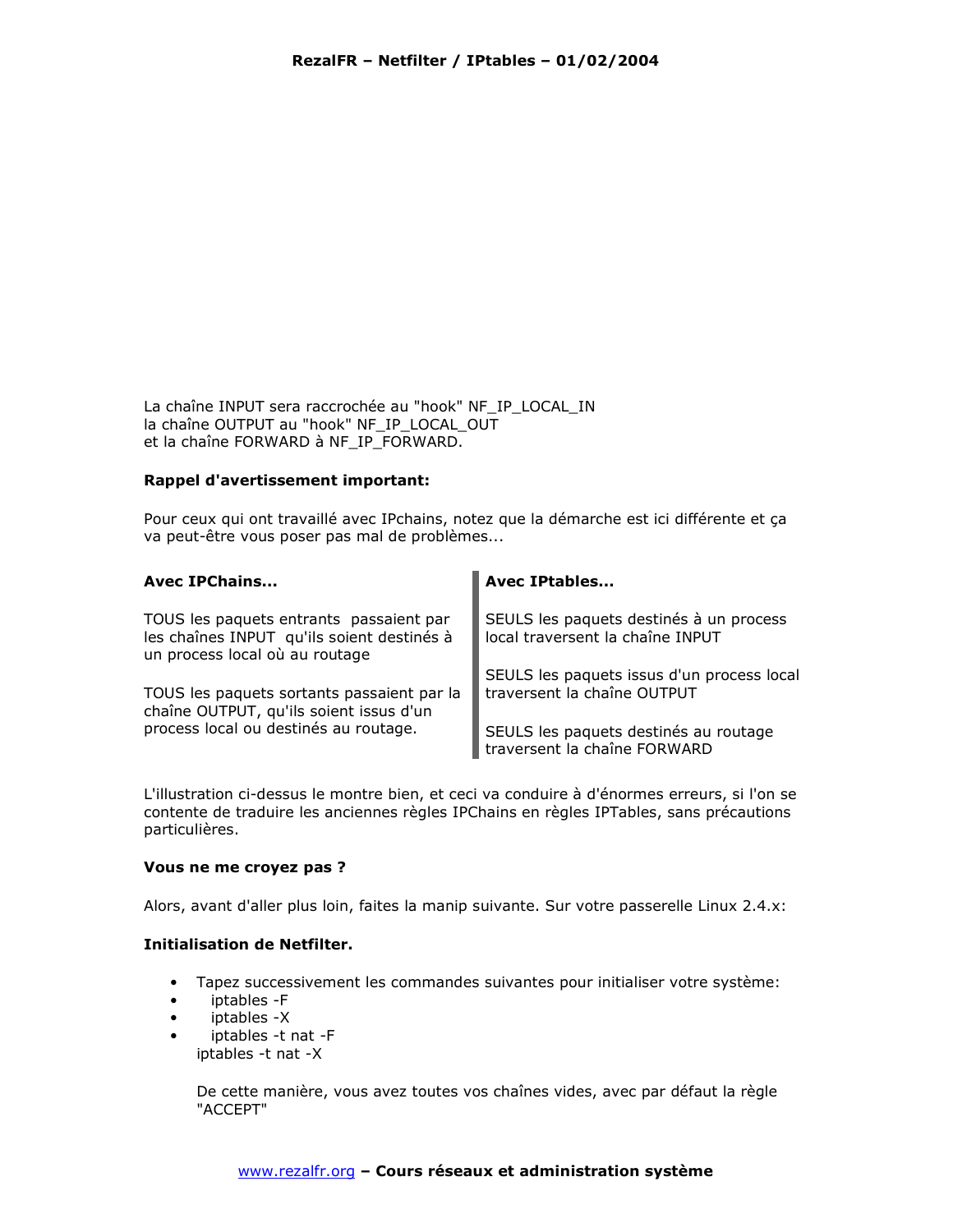La chaîne INPUT sera raccrochée au "hook" NF_IP_LOCAL_IN
la chaîne OUTPUT au "hook" NF_IP_LOCAL_OUT
et la chaîne FORWARD à NF_IP_FORWARD.

**Rappel d'avertissement important:**

Pour ceux qui ont travaillé avec IPchains, notez que la démarche est ici différente et ça va peut-être vous poser pas mal de problèmes...

| **Avec IPChains...** | **Avec IPtables...** |
|---|---|
| TOUS les paquets entrants passaient par les chaînes INPUT qu'ils soient destinés à un process local où au routage | SEULS les paquets destinés à un process local traversent la chaîne INPUT |
| TOUS les paquets sortants passaient par la chaîne OUTPUT, qu'ils soient issus d'un process local ou destinés au routage. | SEULS les paquets issus d'un process local traversent la chaîne OUTPUT |
| | SEULS les paquets destinés au routage traversent la chaîne FORWARD |

L'illustration ci-dessus le montre bien, et ceci va conduire à d'énormes erreurs, si l'on se contente de traduire les anciennes règles IPChains en règles IPTables, sans précautions particulières.

**Vous ne me croyez pas ?**

Alors, avant d'aller plus loin, faites la manip suivante. Sur votre passerelle Linux 2.4.x:

**Initialisation de Netfilter.**

- Tapez successivement les commandes suivantes pour initialiser votre système:
- iptables -F
- iptables -X
- iptables -t nat -F
  iptables -t nat -X

  De cette manière, vous avez toutes vos chaînes vides, avec par défaut la règle "ACCEPT"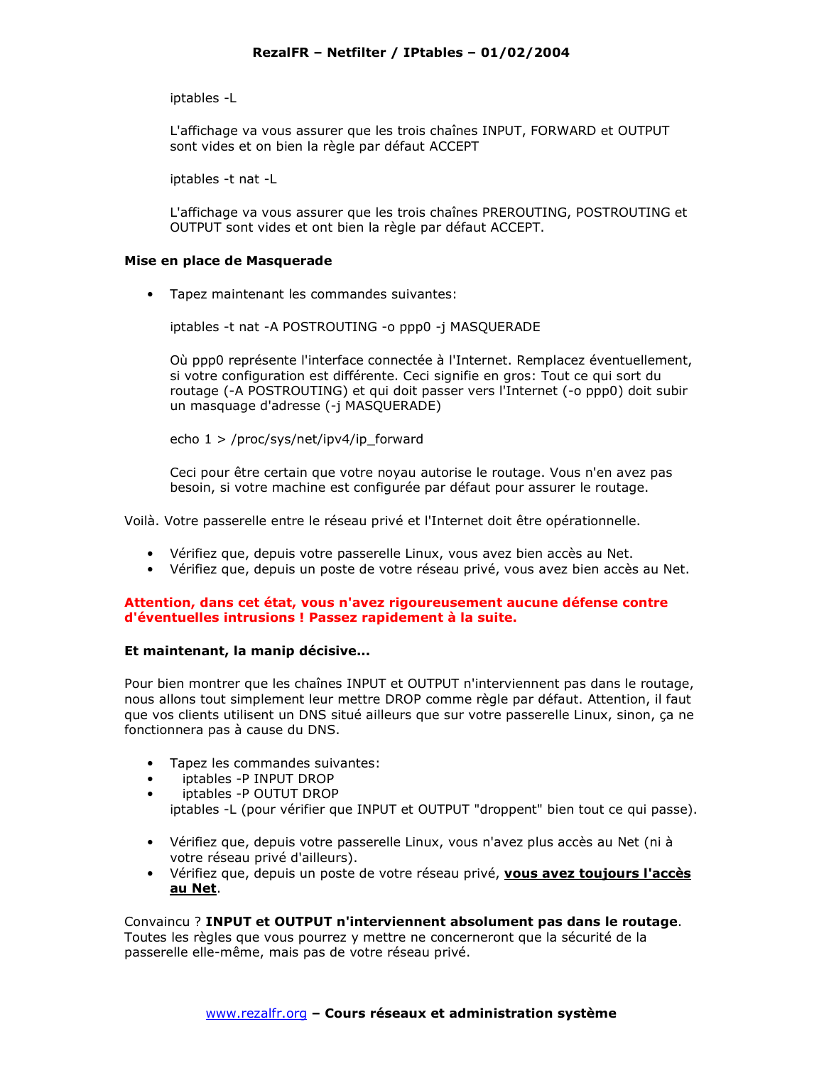iptables -L

L'affichage va vous assurer que les trois chaînes INPUT, FORWARD et OUTPUT sont vides et on bien la règle par défaut ACCEPT

iptables -t nat -L

L'affichage va vous assurer que les trois chaînes PREROUTING, POSTROUTING et OUTPUT sont vides et ont bien la règle par défaut ACCEPT.

**Mise en place de Masquerade**

- Tapez maintenant les commandes suivantes:

  iptables -t nat -A POSTROUTING -o ppp0 -j MASQUERADE

  Où ppp0 représente l'interface connectée à l'Internet. Remplacez éventuellement, si votre configuration est différente. Ceci signifie en gros: Tout ce qui sort du routage (-A POSTROUTING) et qui doit passer vers l'Internet (-o ppp0) doit subir un masquage d'adresse (-j MASQUERADE)

  echo 1 > /proc/sys/net/ipv4/ip_forward

  Ceci pour être certain que votre noyau autorise le routage. Vous n'en avez pas besoin, si votre machine est configurée par défaut pour assurer le routage.

Voilà. Votre passerelle entre le réseau privé et l'Internet doit être opérationnelle.

- Vérifiez que, depuis votre passerelle Linux, vous avez bien accès au Net.
- Vérifiez que, depuis un poste de votre réseau privé, vous avez bien accès au Net.

**Attention, dans cet état, vous n'avez rigoureusement aucune défense contre d'éventuelles intrusions ! Passez rapidement à la suite.**

**Et maintenant, la manip décisive...**

Pour bien montrer que les chaînes INPUT et OUTPUT n'interviennent pas dans le routage, nous allons tout simplement leur mettre DROP comme règle par défaut. Attention, il faut que vos clients utilisent un DNS situé ailleurs que sur votre passerelle Linux, sinon, ça ne fonctionnera pas à cause du DNS.

- Tapez les commandes suivantes:
- iptables -P INPUT DROP
- iptables -P OUTUT DROP

  iptables -L (pour vérifier que INPUT et OUTPUT "droppent" bien tout ce qui passe).

- Vérifiez que, depuis votre passerelle Linux, vous n'avez plus accès au Net (ni à votre réseau privé d'ailleurs).
- Vérifiez que, depuis un poste de votre réseau privé, **vous avez toujours l'accès au Net**.

Convaincu ? **INPUT et OUTPUT n'interviennent absolument pas dans le routage**. Toutes les règles que vous pourrez y mettre ne concerneront que la sécurité de la passerelle elle-même, mais pas de votre réseau privé.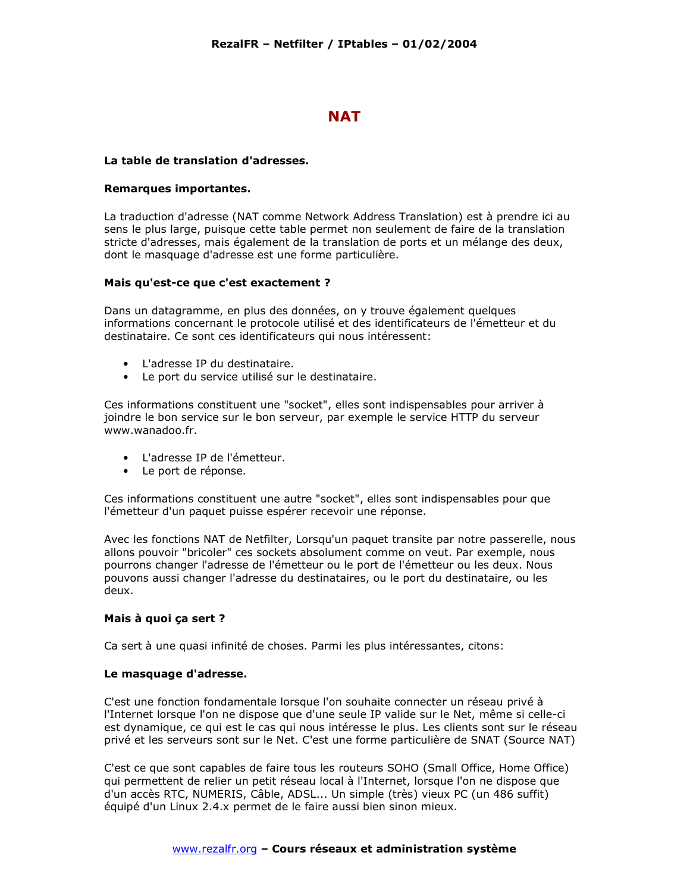# NAT

**La table de translation d'adresses.**

**Remarques importantes.**

La traduction d'adresse (NAT comme Network Address Translation) est à prendre ici au sens le plus large, puisque cette table permet non seulement de faire de la translation stricte d'adresses, mais également de la translation de ports et un mélange des deux, dont le masquage d'adresse est une forme particulière.

**Mais qu'est-ce que c'est exactement ?**

Dans un datagramme, en plus des données, on y trouve également quelques informations concernant le protocole utilisé et des identificateurs de l'émetteur et du destinataire. Ce sont ces identificateurs qui nous intéressent:

- L'adresse IP du destinataire.
- Le port du service utilisé sur le destinataire.

Ces informations constituent une "socket", elles sont indispensables pour arriver à joindre le bon service sur le bon serveur, par exemple le service HTTP du serveur www.wanadoo.fr.

- L'adresse IP de l'émetteur.
- Le port de réponse.

Ces informations constituent une autre "socket", elles sont indispensables pour que l'émetteur d'un paquet puisse espérer recevoir une réponse.

Avec les fonctions NAT de Netfilter, Lorsqu'un paquet transite par notre passerelle, nous allons pouvoir "bricoler" ces sockets absolument comme on veut. Par exemple, nous pourrons changer l'adresse de l'émetteur ou le port de l'émetteur ou les deux. Nous pouvons aussi changer l'adresse du destinataires, ou le port du destinataire, ou les deux.

**Mais à quoi ça sert ?**

Ca sert à une quasi infinité de choses. Parmi les plus intéressantes, citons:

**Le masquage d'adresse.**

C'est une fonction fondamentale lorsque l'on souhaite connecter un réseau privé à l'Internet lorsque l'on ne dispose que d'une seule IP valide sur le Net, même si celle-ci est dynamique, ce qui est le cas qui nous intéresse le plus. Les clients sont sur le réseau privé et les serveurs sont sur le Net. C'est une forme particulière de SNAT (Source NAT)

C'est ce que sont capables de faire tous les routeurs SOHO (Small Office, Home Office) qui permettent de relier un petit réseau local à l'Internet, lorsque l'on ne dispose que d'un accès RTC, NUMERIS, Câble, ADSL... Un simple (très) vieux PC (un 486 suffit) équipé d'un Linux 2.4.x permet de le faire aussi bien sinon mieux.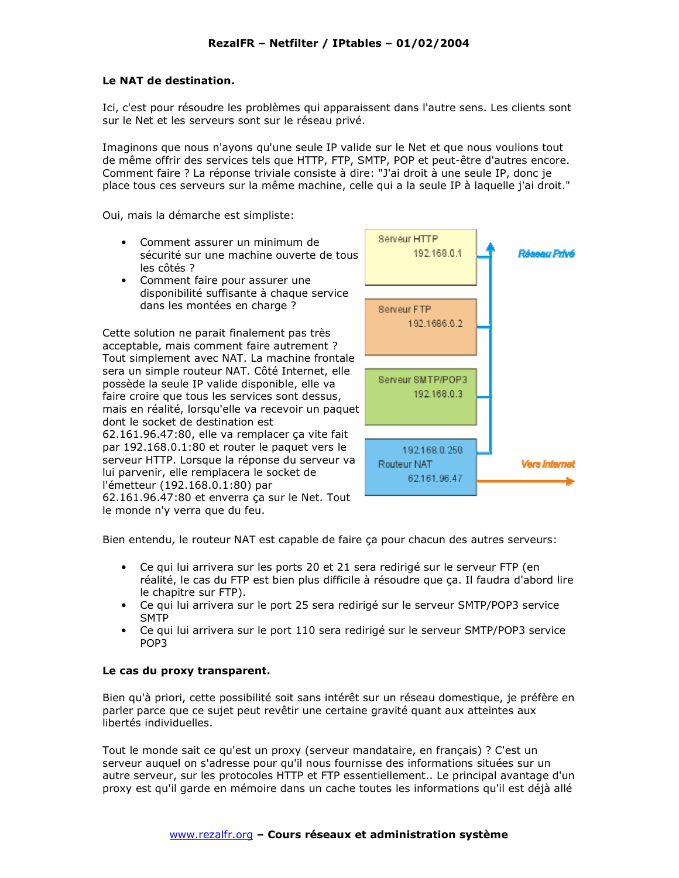## Le NAT de destination.

Ici, c'est pour résoudre les problèmes qui apparaissent dans l'autre sens. Les clients sont sur le Net et les serveurs sont sur le réseau privé.

Imaginons que nous n'ayons qu'une seule IP valide sur le Net et que nous voulions tout de même offrir des services tels que HTTP, FTP, SMTP, POP et peut-être d'autres encore. Comment faire ? La réponse triviale consiste à dire: "J'ai droit à une seule IP, donc je place tous ces serveurs sur la même machine, celle qui a la seule IP à laquelle j'ai droit."

Oui, mais la démarche est simpliste:

- Comment assurer un minimum de sécurité sur une machine ouverte de tous les côtés ?
- Comment faire pour assurer une disponibilité suffisante à chaque service dans les montées en charge ?

Cette solution ne parait finalement pas très acceptable, mais comment faire autrement ? Tout simplement avec NAT. La machine frontale sera un simple routeur NAT. Côté Internet, elle possède la seule IP valide disponible, elle va faire croire que tous les services sont dessus, mais en réalité, lorsqu'elle va recevoir un paquet dont le socket de destination est 62.161.96.47:80, elle va remplacer ça vite fait par 192.168.0.1:80 et router le paquet vers le serveur HTTP. Lorsque la réponse du serveur va lui parvenir, elle remplacera le socket de l'émetteur (192.168.0.1:80) par 62.161.96.47:80 et enverra ça sur le Net. Tout le monde n'y verra que du feu.

Bien entendu, le routeur NAT est capable de faire ça pour chacun des autres serveurs:

- Ce qui lui arrivera sur les ports 20 et 21 sera redirigé sur le serveur FTP (en réalité, le cas du FTP est bien plus difficile à résoudre que ça. Il faudra d'abord lire le chapitre sur FTP).
- Ce qui lui arrivera sur le port 25 sera redirigé sur le serveur SMTP/POP3 service SMTP
- Ce qui lui arrivera sur le port 110 sera redirigé sur le serveur SMTP/POP3 service POP3

## Le cas du proxy transparent.

Bien qu'à priori, cette possibilité soit sans intérêt sur un réseau domestique, je préfère en parler parce que ce sujet peut revêtir une certaine gravité quant aux atteintes aux libertés individuelles.

Tout le monde sait ce qu'est un proxy (serveur mandataire, en français) ? C'est un serveur auquel on s'adresse pour qu'il nous fournisse des informations situées sur un autre serveur, sur les protocoles HTTP et FTP essentiellement.. Le principal avantage d'un proxy est qu'il garde en mémoire dans un cache toutes les informations qu'il est déjà allé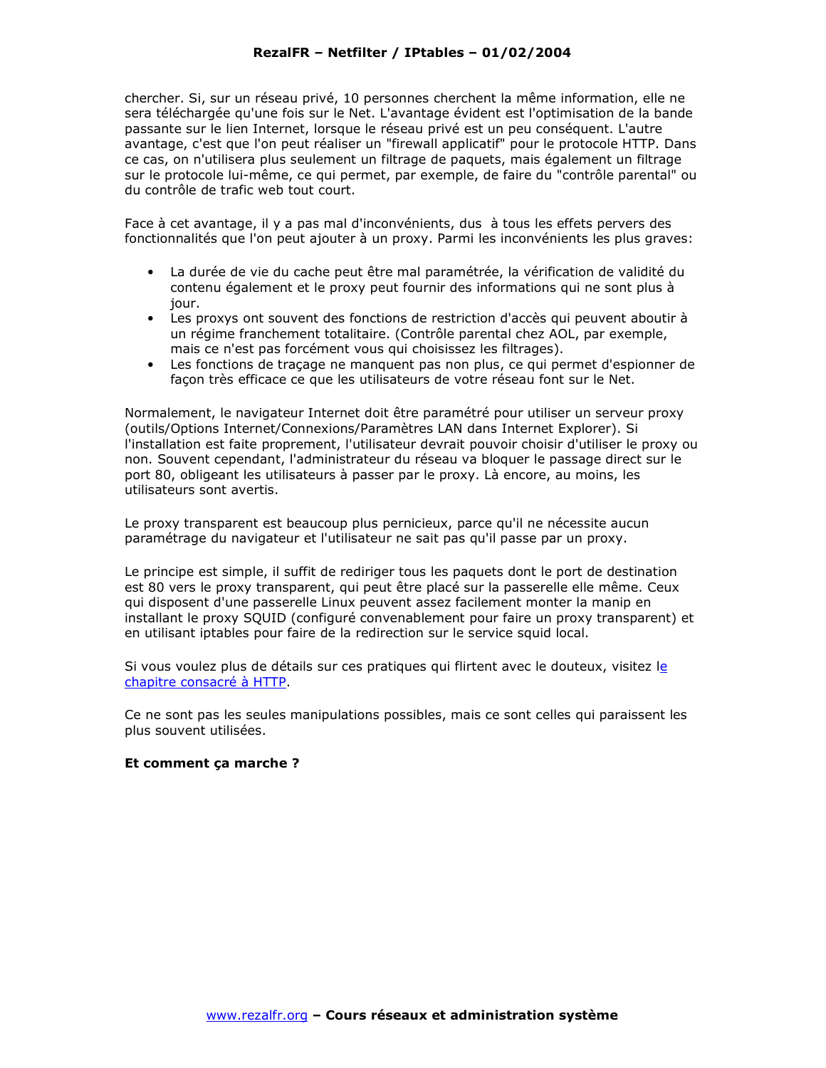chercher. Si, sur un réseau privé, 10 personnes cherchent la même information, elle ne sera téléchargée qu'une fois sur le Net. L'avantage évident est l'optimisation de la bande passante sur le lien Internet, lorsque le réseau privé est un peu conséquent. L'autre avantage, c'est que l'on peut réaliser un "firewall applicatif" pour le protocole HTTP. Dans ce cas, on n'utilisera plus seulement un filtrage de paquets, mais également un filtrage sur le protocole lui-même, ce qui permet, par exemple, de faire du "contrôle parental" ou du contrôle de trafic web tout court.

Face à cet avantage, il y a pas mal d'inconvénients, dus à tous les effets pervers des fonctionnalités que l'on peut ajouter à un proxy. Parmi les inconvénients les plus graves:

- La durée de vie du cache peut être mal paramétrée, la vérification de validité du contenu également et le proxy peut fournir des informations qui ne sont plus à jour.
- Les proxys ont souvent des fonctions de restriction d'accès qui peuvent aboutir à un régime franchement totalitaire. (Contrôle parental chez AOL, par exemple, mais ce n'est pas forcément vous qui choisissez les filtrages).
- Les fonctions de traçage ne manquent pas non plus, ce qui permet d'espionner de façon très efficace ce que les utilisateurs de votre réseau font sur le Net.

Normalement, le navigateur Internet doit être paramétré pour utiliser un serveur proxy (outils/Options Internet/Connexions/Paramètres LAN dans Internet Explorer). Si l'installation est faite proprement, l'utilisateur devrait pouvoir choisir d'utiliser le proxy ou non. Souvent cependant, l'administrateur du réseau va bloquer le passage direct sur le port 80, obligeant les utilisateurs à passer par le proxy. Là encore, au moins, les utilisateurs sont avertis.

Le proxy transparent est beaucoup plus pernicieux, parce qu'il ne nécessite aucun paramétrage du navigateur et l'utilisateur ne sait pas qu'il passe par un proxy.

Le principe est simple, il suffit de rediriger tous les paquets dont le port de destination est 80 vers le proxy transparent, qui peut être placé sur la passerelle elle même. Ceux qui disposent d'une passerelle Linux peuvent assez facilement monter la manip en installant le proxy SQUID (configuré convenablement pour faire un proxy transparent) et en utilisant iptables pour faire de la redirection sur le service squid local.

Si vous voulez plus de détails sur ces pratiques qui flirtent avec le douteux, visitez le chapitre consacré à HTTP.

Ce ne sont pas les seules manipulations possibles, mais ce sont celles qui paraissent les plus souvent utilisées.

**Et comment ça marche ?**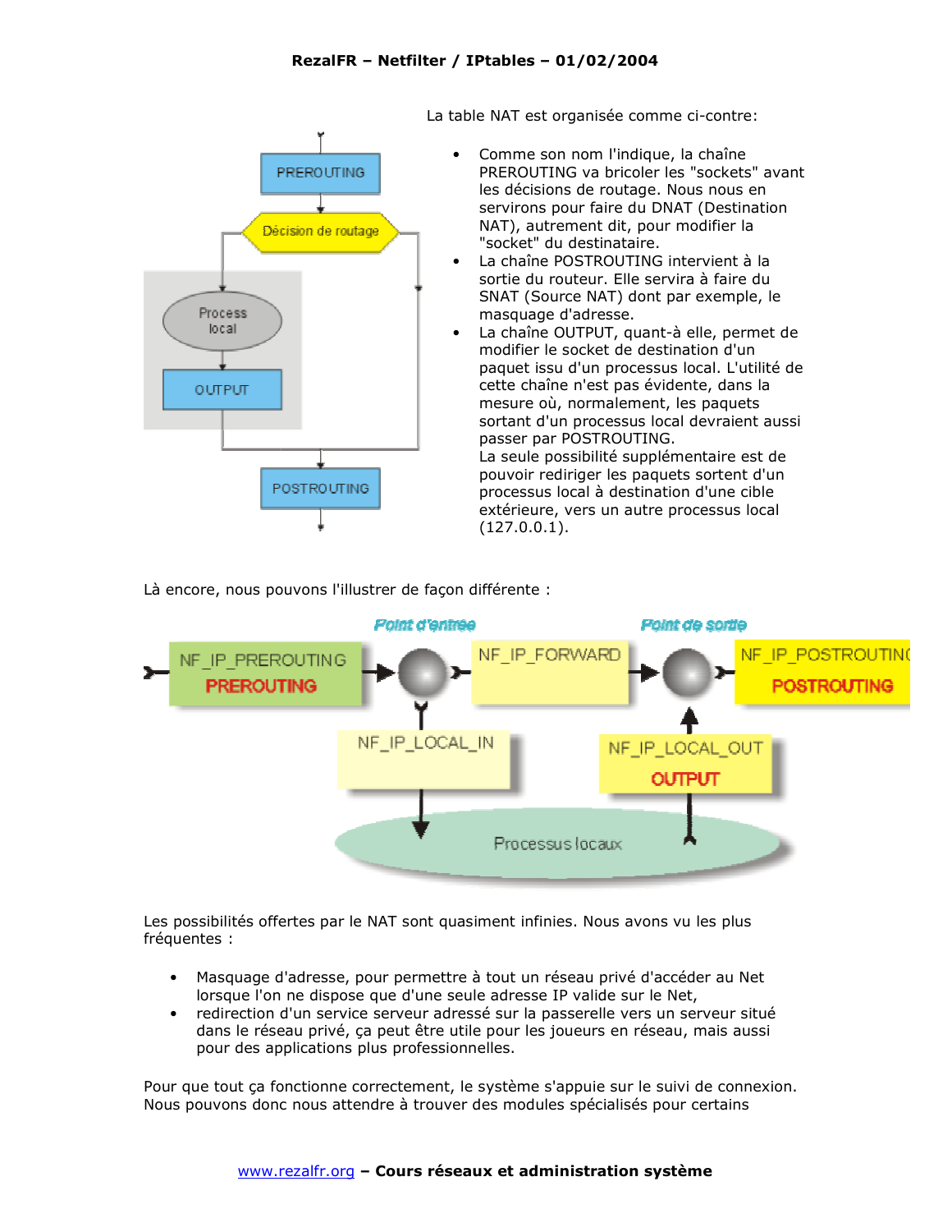La table NAT est organisée comme ci-contre:

- Comme son nom l'indique, la chaîne PREROUTING va bricoler les "sockets" avant les décisions de routage. Nous nous en servirons pour faire du DNAT (Destination NAT), autrement dit, pour modifier la "socket" du destinataire.
- La chaîne POSTROUTING intervient à la sortie du routeur. Elle servira à faire du SNAT (Source NAT) dont par exemple, le masquage d'adresse.
- La chaîne OUTPUT, quant-à elle, permet de modifier le socket de destination d'un paquet issu d'un processus local. L'utilité de cette chaîne n'est pas évidente, dans la mesure où, normalement, les paquets sortant d'un processus local devraient aussi passer par POSTROUTING.
  La seule possibilité supplémentaire est de pouvoir rediriger les paquets sortent d'un processus local à destination d'une cible extérieure, vers un autre processus local (127.0.0.1).

Là encore, nous pouvons l'illustrer de façon différente :

Les possibilités offertes par le NAT sont quasiment infinies. Nous avons vu les plus fréquentes :

- Masquage d'adresse, pour permettre à tout un réseau privé d'accéder au Net lorsque l'on ne dispose que d'une seule adresse IP valide sur le Net,
- redirection d'un service serveur adressé sur la passerelle vers un serveur situé dans le réseau privé, ça peut être utile pour les joueurs en réseau, mais aussi pour des applications plus professionnelles.

Pour que tout ça fonctionne correctement, le système s'appuie sur le suivi de connexion. Nous pouvons donc nous attendre à trouver des modules spécialisés pour certains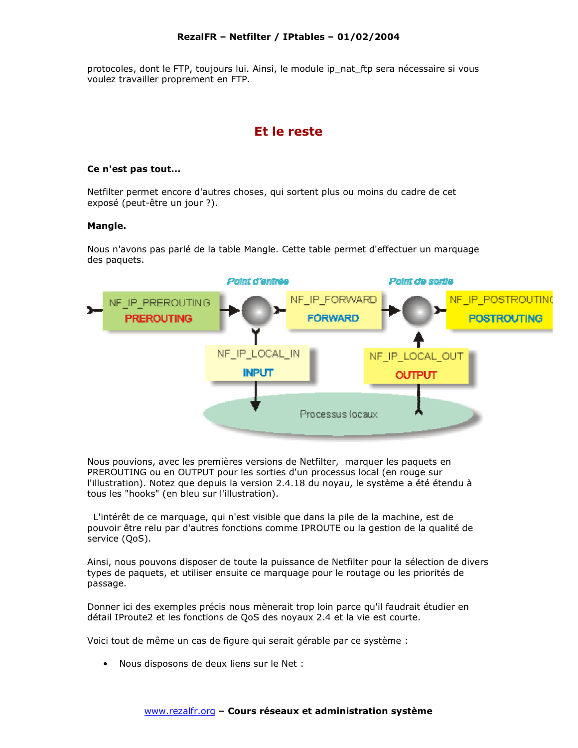protocoles, dont le FTP, toujours lui. Ainsi, le module ip_nat_ftp sera nécessaire si vous voulez travailler proprement en FTP.

## Et le reste

**Ce n'est pas tout...**

Netfilter permet encore d'autres choses, qui sortent plus ou moins du cadre de cet exposé (peut-être un jour ?).

**Mangle.**

Nous n'avons pas parlé de la table Mangle. Cette table permet d'effectuer un marquage des paquets.

Nous pouvions, avec les premières versions de Netfilter, marquer les paquets en PREROUTING ou en OUTPUT pour les sorties d'un processus local (en rouge sur l'illustration). Notez que depuis la version 2.4.18 du noyau, le système a été étendu à tous les "hooks" (en bleu sur l'illustration).

L'intérêt de ce marquage, qui n'est visible que dans la pile de la machine, est de pouvoir être relu par d'autres fonctions comme IPROUTE ou la gestion de la qualité de service (QoS).

Ainsi, nous pouvons disposer de toute la puissance de Netfilter pour la sélection de divers types de paquets, et utiliser ensuite ce marquage pour le routage ou les priorités de passage.

Donner ici des exemples précis nous mènerait trop loin parce qu'il faudrait étudier en détail IProute2 et les fonctions de QoS des noyaux 2.4 et la vie est courte.

Voici tout de même un cas de figure qui serait gérable par ce système :

- Nous disposons de deux liens sur le Net :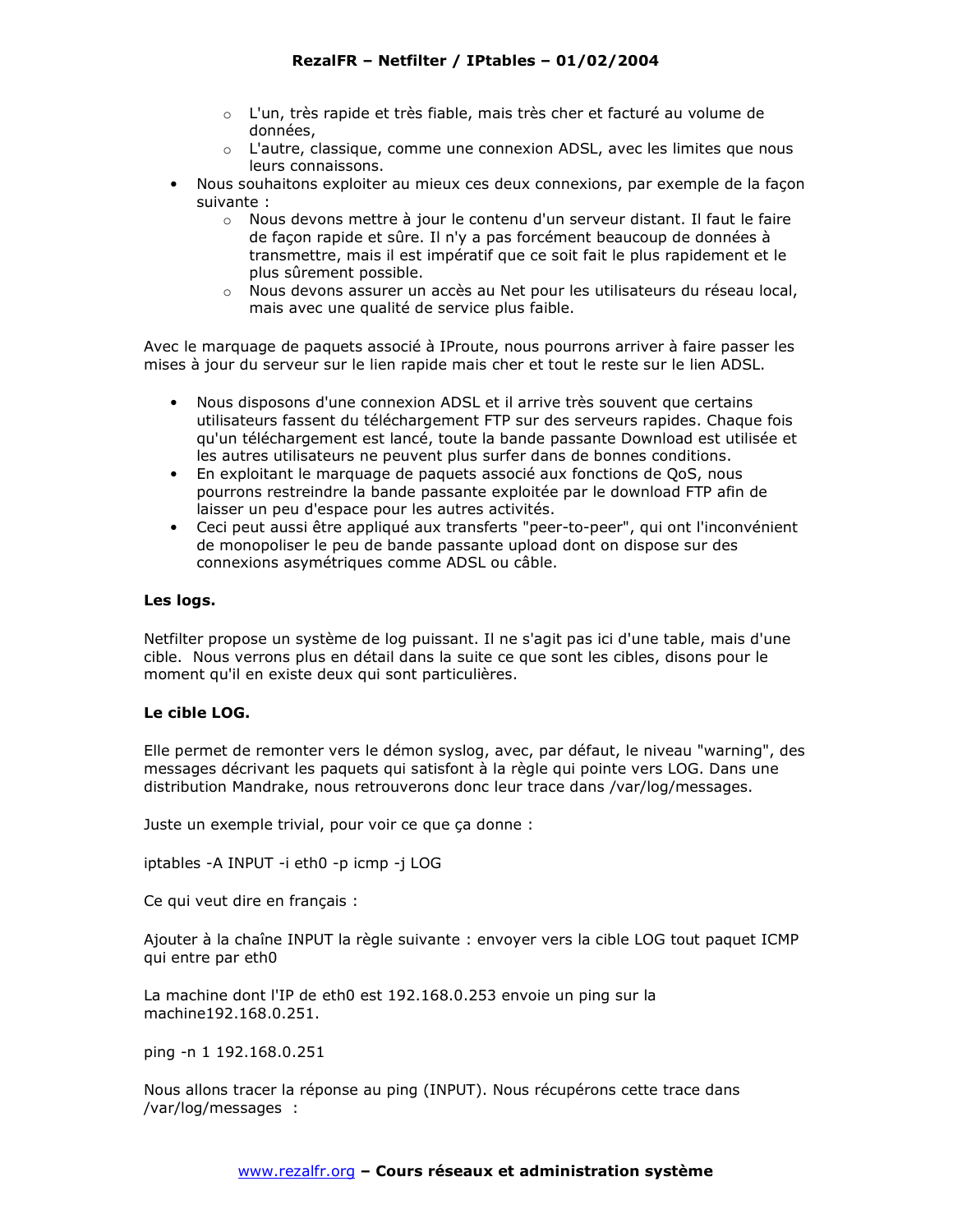- L'un, très rapide et très fiable, mais très cher et facturé au volume de données,
    - L'autre, classique, comme une connexion ADSL, avec les limites que nous leurs connaissons.
- Nous souhaitons exploiter au mieux ces deux connexions, par exemple de la façon suivante :
    - Nous devons mettre à jour le contenu d'un serveur distant. Il faut le faire de façon rapide et sûre. Il n'y a pas forcément beaucoup de données à transmettre, mais il est impératif que ce soit fait le plus rapidement et le plus sûrement possible.
    - Nous devons assurer un accès au Net pour les utilisateurs du réseau local, mais avec une qualité de service plus faible.

Avec le marquage de paquets associé à IProute, nous pourrons arriver à faire passer les mises à jour du serveur sur le lien rapide mais cher et tout le reste sur le lien ADSL.

- Nous disposons d'une connexion ADSL et il arrive très souvent que certains utilisateurs fassent du téléchargement FTP sur des serveurs rapides. Chaque fois qu'un téléchargement est lancé, toute la bande passante Download est utilisée et les autres utilisateurs ne peuvent plus surfer dans de bonnes conditions.
- En exploitant le marquage de paquets associé aux fonctions de QoS, nous pourrons restreindre la bande passante exploitée par le download FTP afin de laisser un peu d'espace pour les autres activités.
- Ceci peut aussi être appliqué aux transferts "peer-to-peer", qui ont l'inconvénient de monopoliser le peu de bande passante upload dont on dispose sur des connexions asymétriques comme ADSL ou câble.

**Les logs.**

Netfilter propose un système de log puissant. Il ne s'agit pas ici d'une table, mais d'une cible. Nous verrons plus en détail dans la suite ce que sont les cibles, disons pour le moment qu'il en existe deux qui sont particulières.

**Le cible LOG.**

Elle permet de remonter vers le démon syslog, avec, par défaut, le niveau "warning", des messages décrivant les paquets qui satisfont à la règle qui pointe vers LOG. Dans une distribution Mandrake, nous retrouverons donc leur trace dans /var/log/messages.

Juste un exemple trivial, pour voir ce que ça donne :

```
iptables -A INPUT -i eth0 -p icmp -j LOG
```

Ce qui veut dire en français :

Ajouter à la chaîne INPUT la règle suivante : envoyer vers la cible LOG tout paquet ICMP qui entre par eth0

La machine dont l'IP de eth0 est 192.168.0.253 envoie un ping sur la machine192.168.0.251.

```
ping -n 1 192.168.0.251
```

Nous allons tracer la réponse au ping (INPUT). Nous récupérons cette trace dans /var/log/messages :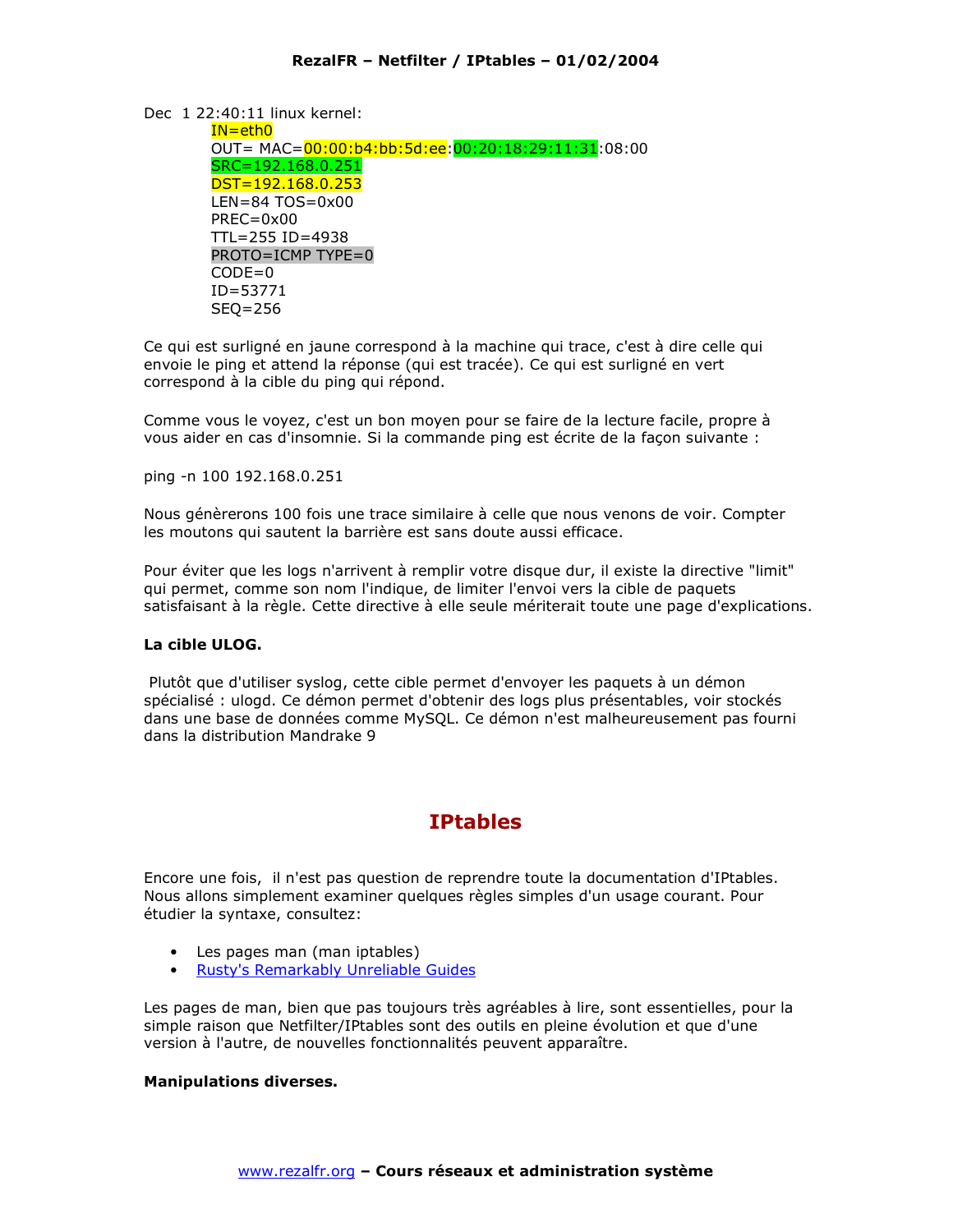Dec  1 22:40:11 linux kernel:

```
IN=eth0
OUT= MAC=00:00:b4:bb:5d:ee:00:20:18:29:11:31:08:00
SRC=192.168.0.251
DST=192.168.0.253
LEN=84 TOS=0x00
PREC=0x00
TTL=255 ID=4938
PROTO=ICMP TYPE=0
CODE=0
ID=53771
SEQ=256
```

Ce qui est surligné en jaune correspond à la machine qui trace, c'est à dire celle qui envoie le ping et attend la réponse (qui est tracée). Ce qui est surligné en vert correspond à la cible du ping qui répond.

Comme vous le voyez, c'est un bon moyen pour se faire de la lecture facile, propre à vous aider en cas d'insomnie. Si la commande ping est écrite de la façon suivante :

ping -n 100 192.168.0.251

Nous génèrerons 100 fois une trace similaire à celle que nous venons de voir. Compter les moutons qui sautent la barrière est sans doute aussi efficace.

Pour éviter que les logs n'arrivent à remplir votre disque dur, il existe la directive "limit" qui permet, comme son nom l'indique, de limiter l'envoi vers la cible de paquets satisfaisant à la règle. Cette directive à elle seule mériterait toute une page d'explications.

**La cible ULOG.**

Plutôt que d'utiliser syslog, cette cible permet d'envoyer les paquets à un démon spécialisé : ulogd. Ce démon permet d'obtenir des logs plus présentables, voir stockés dans une base de données comme MySQL. Ce démon n'est malheureusement pas fourni dans la distribution Mandrake 9

# IPtables

Encore une fois, il n'est pas question de reprendre toute la documentation d'IPtables. Nous allons simplement examiner quelques règles simples d'un usage courant. Pour étudier la syntaxe, consultez:

- Les pages man (man iptables)
- Rusty's Remarkably Unreliable Guides

Les pages de man, bien que pas toujours très agréables à lire, sont essentielles, pour la simple raison que Netfilter/IPtables sont des outils en pleine évolution et que d'une version à l'autre, de nouvelles fonctionnalités peuvent apparaître.

**Manipulations diverses.**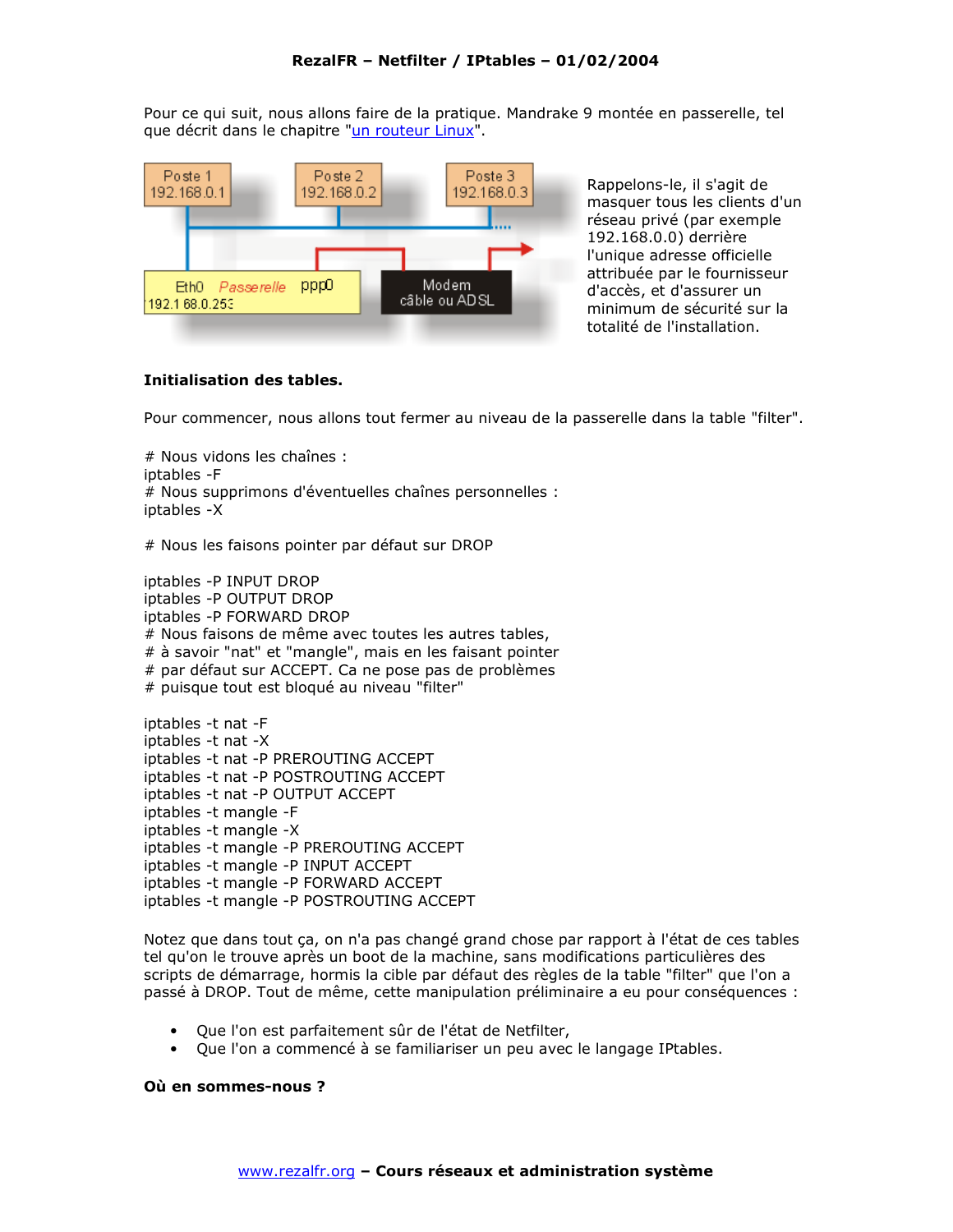Pour ce qui suit, nous allons faire de la pratique. Mandrake 9 montée en passerelle, tel que décrit dans le chapitre "[un routeur Linux]".

Rappelons-le, il s'agit de masquer tous les clients d'un réseau privé (par exemple 192.168.0.0) derrière l'unique adresse officielle attribuée par le fournisseur d'accès, et d'assurer un minimum de sécurité sur la totalité de l'installation.

**Initialisation des tables.**

Pour commencer, nous allons tout fermer au niveau de la passerelle dans la table "filter".

```
# Nous vidons les chaînes :
iptables -F
# Nous supprimons d'éventuelles chaînes personnelles :
iptables -X

# Nous les faisons pointer par défaut sur DROP

iptables -P INPUT DROP
iptables -P OUTPUT DROP
iptables -P FORWARD DROP
# Nous faisons de même avec toutes les autres tables,
# à savoir "nat" et "mangle", mais en les faisant pointer
# par défaut sur ACCEPT. Ca ne pose pas de problèmes
# puisque tout est bloqué au niveau "filter"

iptables -t nat -F
iptables -t nat -X
iptables -t nat -P PREROUTING ACCEPT
iptables -t nat -P POSTROUTING ACCEPT
iptables -t nat -P OUTPUT ACCEPT
iptables -t mangle -F
iptables -t mangle -X
iptables -t mangle -P PREROUTING ACCEPT
iptables -t mangle -P INPUT ACCEPT
iptables -t mangle -P FORWARD ACCEPT
iptables -t mangle -P POSTROUTING ACCEPT
```

Notez que dans tout ça, on n'a pas changé grand chose par rapport à l'état de ces tables tel qu'on le trouve après un boot de la machine, sans modifications particulières des scripts de démarrage, hormis la cible par défaut des règles de la table "filter" que l'on a passé à DROP. Tout de même, cette manipulation préliminaire a eu pour conséquences :

- Que l'on est parfaitement sûr de l'état de Netfilter,
- Que l'on a commencé à se familiariser un peu avec le langage IPtables.

**Où en sommes-nous ?**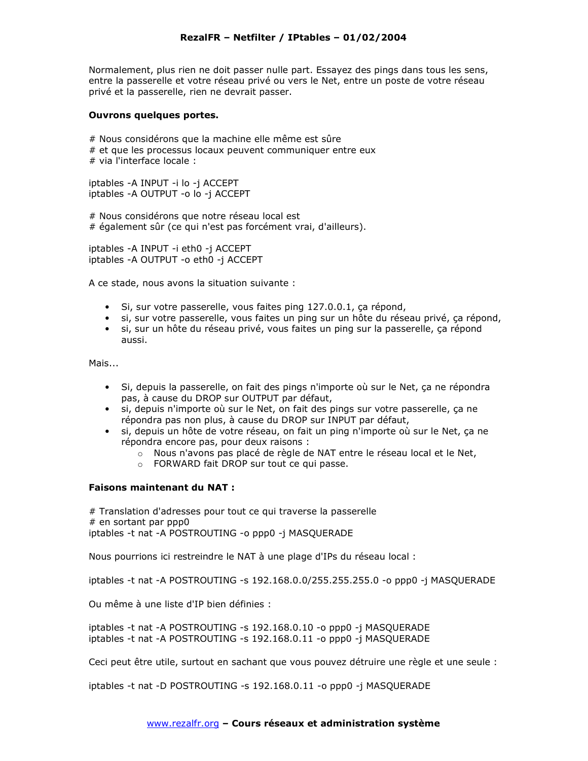Normalement, plus rien ne doit passer nulle part. Essayez des pings dans tous les sens, entre la passerelle et votre réseau privé ou vers le Net, entre un poste de votre réseau privé et la passerelle, rien ne devrait passer.

**Ouvrons quelques portes.**

```
# Nous considérons que la machine elle même est sûre
# et que les processus locaux peuvent communiquer entre eux
# via l'interface locale :

iptables -A INPUT -i lo -j ACCEPT
iptables -A OUTPUT -o lo -j ACCEPT

# Nous considérons que notre réseau local est
# également sûr (ce qui n'est pas forcément vrai, d'ailleurs).

iptables -A INPUT -i eth0 -j ACCEPT
iptables -A OUTPUT -o eth0 -j ACCEPT
```

A ce stade, nous avons la situation suivante :

- Si, sur votre passerelle, vous faites ping 127.0.0.1, ça répond,
- si, sur votre passerelle, vous faites un ping sur un hôte du réseau privé, ça répond,
- si, sur un hôte du réseau privé, vous faites un ping sur la passerelle, ça répond aussi.

Mais...

- Si, depuis la passerelle, on fait des pings n'importe où sur le Net, ça ne répondra pas, à cause du DROP sur OUTPUT par défaut,
- si, depuis n'importe où sur le Net, on fait des pings sur votre passerelle, ça ne répondra pas non plus, à cause du DROP sur INPUT par défaut,
- si, depuis un hôte de votre réseau, on fait un ping n'importe où sur le Net, ça ne répondra encore pas, pour deux raisons :
  - Nous n'avons pas placé de règle de NAT entre le réseau local et le Net,
  - FORWARD fait DROP sur tout ce qui passe.

**Faisons maintenant du NAT :**

```
# Translation d'adresses pour tout ce qui traverse la passerelle
# en sortant par ppp0
iptables -t nat -A POSTROUTING -o ppp0 -j MASQUERADE
```

Nous pourrions ici restreindre le NAT à une plage d'IPs du réseau local :

```
iptables -t nat -A POSTROUTING -s 192.168.0.0/255.255.255.0 -o ppp0 -j MASQUERADE
```

Ou même à une liste d'IP bien définies :

```
iptables -t nat -A POSTROUTING -s 192.168.0.10 -o ppp0 -j MASQUERADE
iptables -t nat -A POSTROUTING -s 192.168.0.11 -o ppp0 -j MASQUERADE
```

Ceci peut être utile, surtout en sachant que vous pouvez détruire une règle et une seule :

```
iptables -t nat -D POSTROUTING -s 192.168.0.11 -o ppp0 -j MASQUERADE
```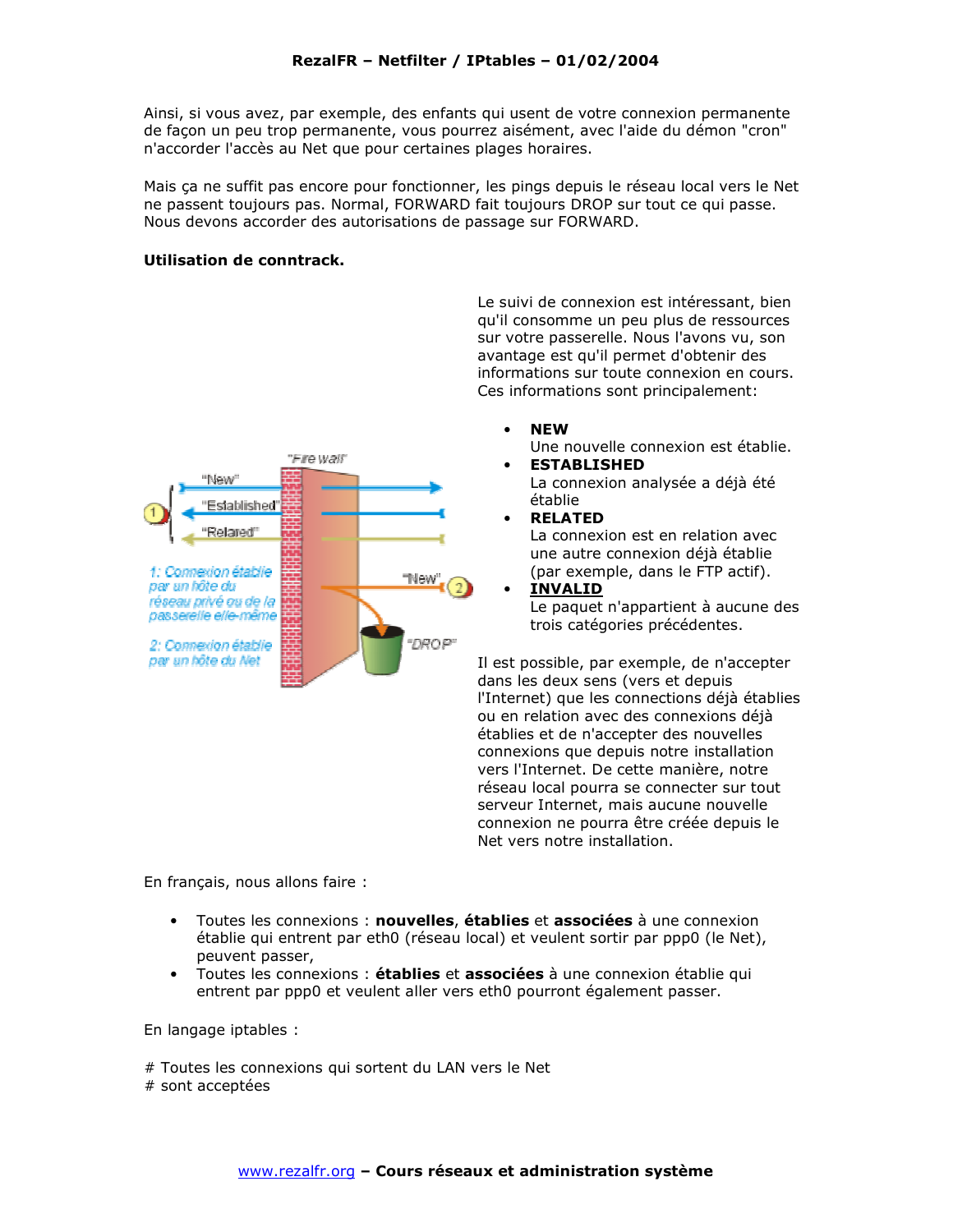Ainsi, si vous avez, par exemple, des enfants qui usent de votre connexion permanente de façon un peu trop permanente, vous pourrez aisément, avec l'aide du démon "cron" n'accorder l'accès au Net que pour certaines plages horaires.

Mais ça ne suffit pas encore pour fonctionner, les pings depuis le réseau local vers le Net ne passent toujours pas. Normal, FORWARD fait toujours DROP sur tout ce qui passe. Nous devons accorder des autorisations de passage sur FORWARD.

**Utilisation de conntrack.**

Le suivi de connexion est intéressant, bien qu'il consomme un peu plus de ressources sur votre passerelle. Nous l'avons vu, son avantage est qu'il permet d'obtenir des informations sur toute connexion en cours. Ces informations sont principalement:

- **NEW**
  Une nouvelle connexion est établie.
- **ESTABLISHED**
  La connexion analysée a déjà été établie
- **RELATED**
  La connexion est en relation avec une autre connexion déjà établie (par exemple, dans le FTP actif).
- **INVALID**
  Le paquet n'appartient à aucune des trois catégories précédentes.

Il est possible, par exemple, de n'accepter dans les deux sens (vers et depuis l'Internet) que les connections déjà établies ou en relation avec des connexions déjà établies et de n'accepter des nouvelles connexions que depuis notre installation vers l'Internet. De cette manière, notre réseau local pourra se connecter sur tout serveur Internet, mais aucune nouvelle connexion ne pourra être créée depuis le Net vers notre installation.

En français, nous allons faire :

- Toutes les connexions : **nouvelles**, **établies** et **associées** à une connexion établie qui entrent par eth0 (réseau local) et veulent sortir par ppp0 (le Net), peuvent passer,
- Toutes les connexions : **établies** et **associées** à une connexion établie qui entrent par ppp0 et veulent aller vers eth0 pourront également passer.

En langage iptables :

```
# Toutes les connexions qui sortent du LAN vers le Net
# sont acceptées
```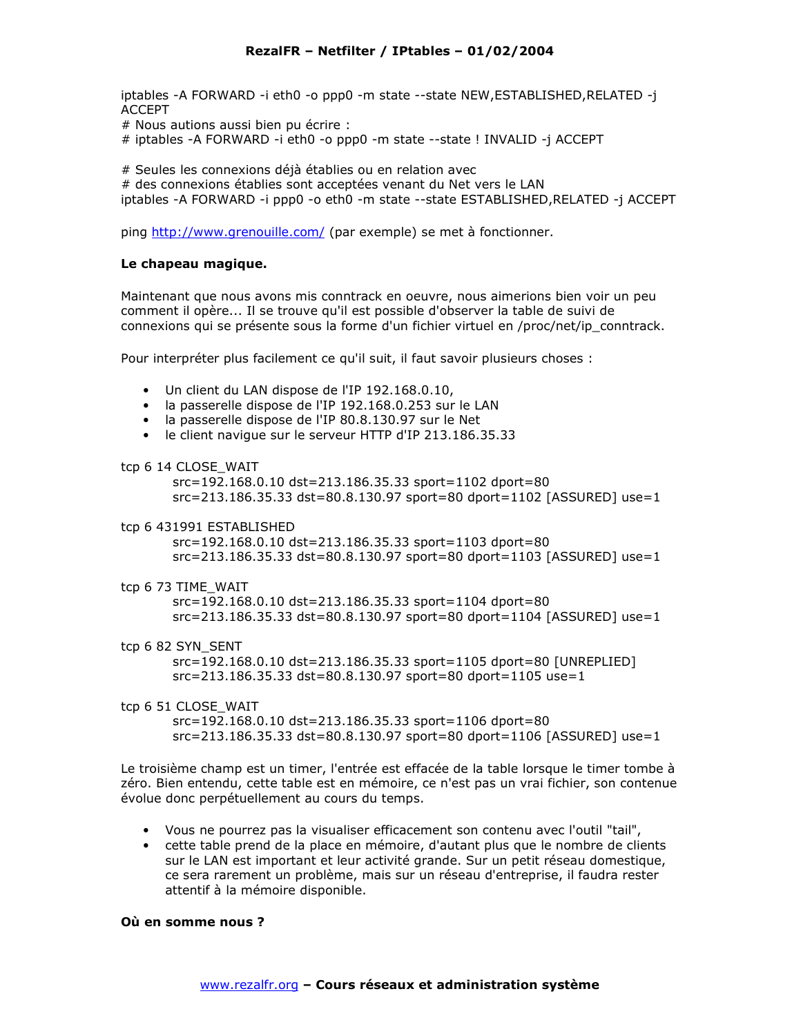```
iptables -A FORWARD -i eth0 -o ppp0 -m state --state NEW,ESTABLISHED,RELATED -j ACCEPT
# Nous autions aussi bien pu écrire :
# iptables -A FORWARD -i eth0 -o ppp0 -m state --state ! INVALID -j ACCEPT

# Seules les connexions déjà établies ou en relation avec
# des connexions établies sont acceptées venant du Net vers le LAN
iptables -A FORWARD -i ppp0 -o eth0 -m state --state ESTABLISHED,RELATED -j ACCEPT
```

ping http://www.grenouille.com/ (par exemple) se met à fonctionner.

**Le chapeau magique.**

Maintenant que nous avons mis conntrack en oeuvre, nous aimerions bien voir un peu comment il opère... Il se trouve qu'il est possible d'observer la table de suivi de connexions qui se présente sous la forme d'un fichier virtuel en /proc/net/ip_conntrack.

Pour interpréter plus facilement ce qu'il suit, il faut savoir plusieurs choses :

- Un client du LAN dispose de l'IP 192.168.0.10,
- la passerelle dispose de l'IP 192.168.0.253 sur le LAN
- la passerelle dispose de l'IP 80.8.130.97 sur le Net
- le client navigue sur le serveur HTTP d'IP 213.186.35.33

```
tcp 6 14 CLOSE_WAIT
        src=192.168.0.10 dst=213.186.35.33 sport=1102 dport=80
        src=213.186.35.33 dst=80.8.130.97 sport=80 dport=1102 [ASSURED] use=1

tcp 6 431991 ESTABLISHED
        src=192.168.0.10 dst=213.186.35.33 sport=1103 dport=80
        src=213.186.35.33 dst=80.8.130.97 sport=80 dport=1103 [ASSURED] use=1

tcp 6 73 TIME_WAIT
        src=192.168.0.10 dst=213.186.35.33 sport=1104 dport=80
        src=213.186.35.33 dst=80.8.130.97 sport=80 dport=1104 [ASSURED] use=1

tcp 6 82 SYN_SENT
        src=192.168.0.10 dst=213.186.35.33 sport=1105 dport=80 [UNREPLIED]
        src=213.186.35.33 dst=80.8.130.97 sport=80 dport=1105 use=1

tcp 6 51 CLOSE_WAIT
        src=192.168.0.10 dst=213.186.35.33 sport=1106 dport=80
        src=213.186.35.33 dst=80.8.130.97 sport=80 dport=1106 [ASSURED] use=1
```

Le troisième champ est un timer, l'entrée est effacée de la table lorsque le timer tombe à zéro. Bien entendu, cette table est en mémoire, ce n'est pas un vrai fichier, son contenue évolue donc perpétuellement au cours du temps.

- Vous ne pourrez pas la visualiser efficacement son contenu avec l'outil "tail",
- cette table prend de la place en mémoire, d'autant plus que le nombre de clients sur le LAN est important et leur activité grande. Sur un petit réseau domestique, ce sera rarement un problème, mais sur un réseau d'entreprise, il faudra rester attentif à la mémoire disponible.

**Où en somme nous ?**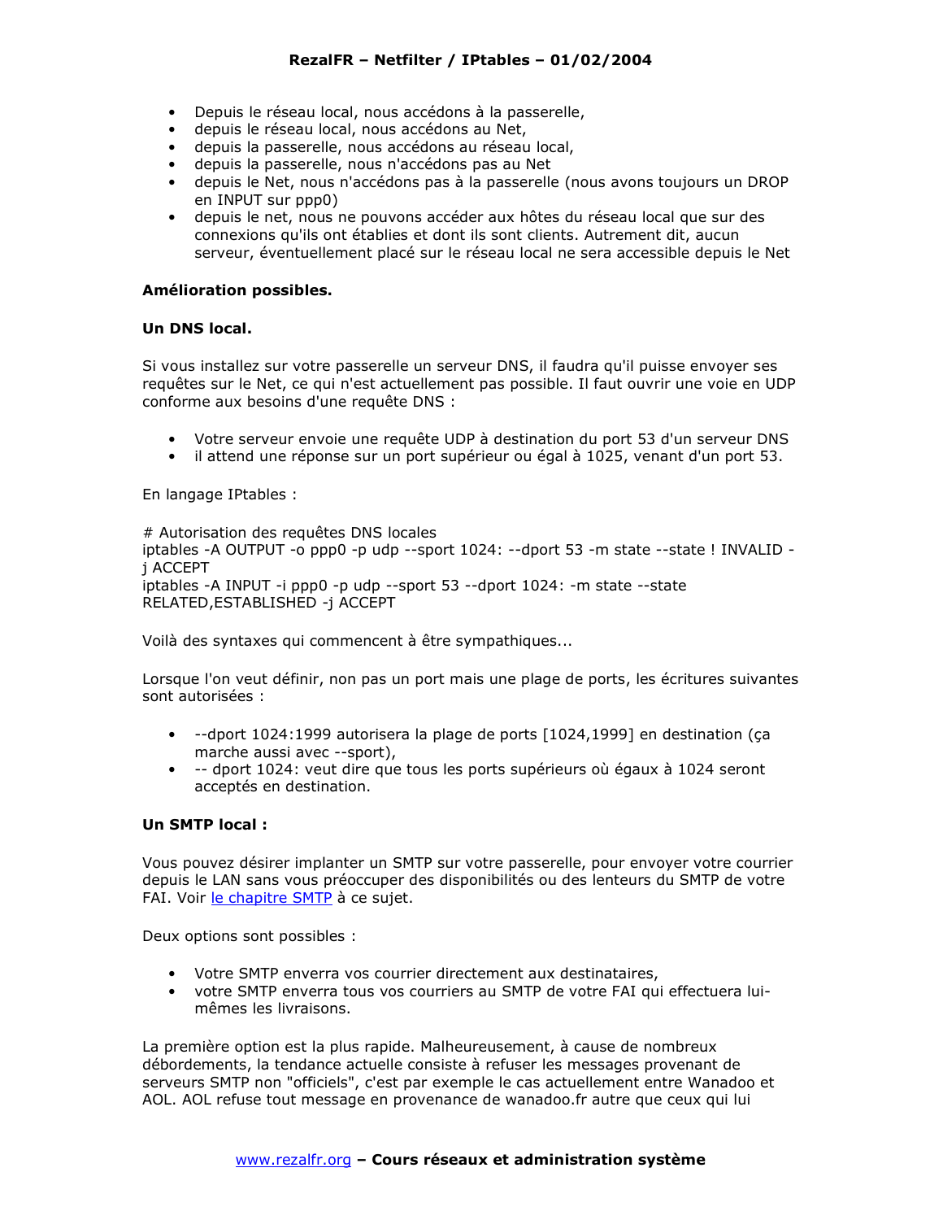- Depuis le réseau local, nous accédons à la passerelle,
- depuis le réseau local, nous accédons au Net,
- depuis la passerelle, nous accédons au réseau local,
- depuis la passerelle, nous n'accédons pas au Net
- depuis le Net, nous n'accédons pas à la passerelle (nous avons toujours un DROP en INPUT sur ppp0)
- depuis le net, nous ne pouvons accéder aux hôtes du réseau local que sur des connexions qu'ils ont établies et dont ils sont clients. Autrement dit, aucun serveur, éventuellement placé sur le réseau local ne sera accessible depuis le Net

**Amélioration possibles.**

**Un DNS local.**

Si vous installez sur votre passerelle un serveur DNS, il faudra qu'il puisse envoyer ses requêtes sur le Net, ce qui n'est actuellement pas possible. Il faut ouvrir une voie en UDP conforme aux besoins d'une requête DNS :

- Votre serveur envoie une requête UDP à destination du port 53 d'un serveur DNS
- il attend une réponse sur un port supérieur ou égal à 1025, venant d'un port 53.

En langage IPtables :

```
# Autorisation des requêtes DNS locales
iptables -A OUTPUT -o ppp0 -p udp --sport 1024: --dport 53 -m state --state ! INVALID -j ACCEPT
iptables -A INPUT -i ppp0 -p udp --sport 53 --dport 1024: -m state --state RELATED,ESTABLISHED -j ACCEPT
```

Voilà des syntaxes qui commencent à être sympathiques...

Lorsque l'on veut définir, non pas un port mais une plage de ports, les écritures suivantes sont autorisées :

- --dport 1024:1999 autorisera la plage de ports [1024,1999] en destination (ça marche aussi avec --sport),
- -- dport 1024: veut dire que tous les ports supérieurs où égaux à 1024 seront acceptés en destination.

**Un SMTP local :**

Vous pouvez désirer implanter un SMTP sur votre passerelle, pour envoyer votre courrier depuis le LAN sans vous préoccuper des disponibilités ou des lenteurs du SMTP de votre FAI. Voir le chapitre SMTP à ce sujet.

Deux options sont possibles :

- Votre SMTP enverra vos courrier directement aux destinataires,
- votre SMTP enverra tous vos courriers au SMTP de votre FAI qui effectuera lui-mêmes les livraisons.

La première option est la plus rapide. Malheureusement, à cause de nombreux débordements, la tendance actuelle consiste à refuser les messages provenant de serveurs SMTP non "officiels", c'est par exemple le cas actuellement entre Wanadoo et AOL. AOL refuse tout message en provenance de wanadoo.fr autre que ceux qui lui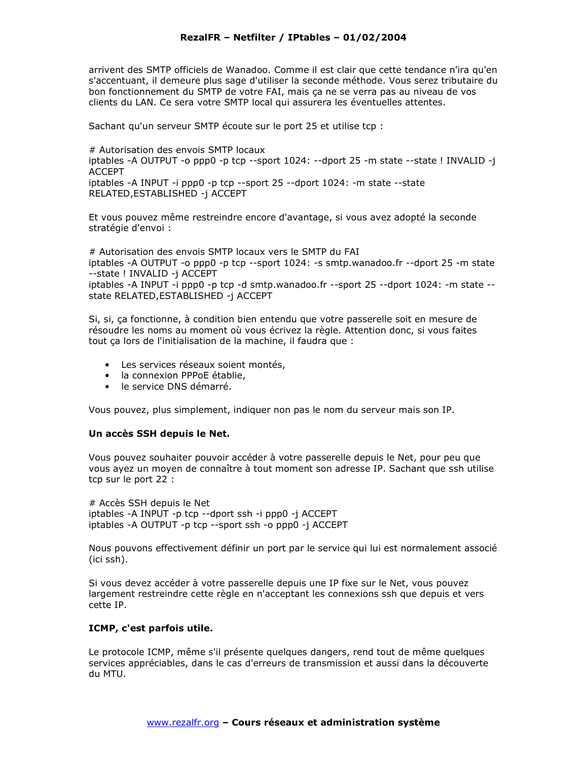arrivent des SMTP officiels de Wanadoo. Comme il est clair que cette tendance n'ira qu'en s'accentuant, il demeure plus sage d'utiliser la seconde méthode. Vous serez tributaire du bon fonctionnement du SMTP de votre FAI, mais ça ne se verra pas au niveau de vos clients du LAN. Ce sera votre SMTP local qui assurera les éventuelles attentes.

Sachant qu'un serveur SMTP écoute sur le port 25 et utilise tcp :

```
# Autorisation des envois SMTP locaux
iptables -A OUTPUT -o ppp0 -p tcp --sport 1024: --dport 25 -m state --state ! INVALID -j ACCEPT
iptables -A INPUT -i ppp0 -p tcp --sport 25 --dport 1024: -m state --state RELATED,ESTABLISHED -j ACCEPT
```

Et vous pouvez même restreindre encore d'avantage, si vous avez adopté la seconde stratégie d'envoi :

```
# Autorisation des envois SMTP locaux vers le SMTP du FAI
iptables -A OUTPUT -o ppp0 -p tcp --sport 1024: -s smtp.wanadoo.fr --dport 25 -m state --state ! INVALID -j ACCEPT
iptables -A INPUT -i ppp0 -p tcp -d smtp.wanadoo.fr --sport 25 --dport 1024: -m state --state RELATED,ESTABLISHED -j ACCEPT
```

Si, si, ça fonctionne, à condition bien entendu que votre passerelle soit en mesure de résoudre les noms au moment où vous écrivez la règle. Attention donc, si vous faites tout ça lors de l'initialisation de la machine, il faudra que :

- Les services réseaux soient montés,
- la connexion PPPoE établie,
- le service DNS démarré.

Vous pouvez, plus simplement, indiquer non pas le nom du serveur mais son IP.

**Un accès SSH depuis le Net.**

Vous pouvez souhaiter pouvoir accéder à votre passerelle depuis le Net, pour peu que vous ayez un moyen de connaître à tout moment son adresse IP. Sachant que ssh utilise tcp sur le port 22 :

```
# Accès SSH depuis le Net
iptables -A INPUT -p tcp --dport ssh -i ppp0 -j ACCEPT
iptables -A OUTPUT -p tcp --sport ssh -o ppp0 -j ACCEPT
```

Nous pouvons effectivement définir un port par le service qui lui est normalement associé (ici ssh).

Si vous devez accéder à votre passerelle depuis une IP fixe sur le Net, vous pouvez largement restreindre cette règle en n'acceptant les connexions ssh que depuis et vers cette IP.

**ICMP, c'est parfois utile.**

Le protocole ICMP, même s'il présente quelques dangers, rend tout de même quelques services appréciables, dans le cas d'erreurs de transmission et aussi dans la découverte du MTU.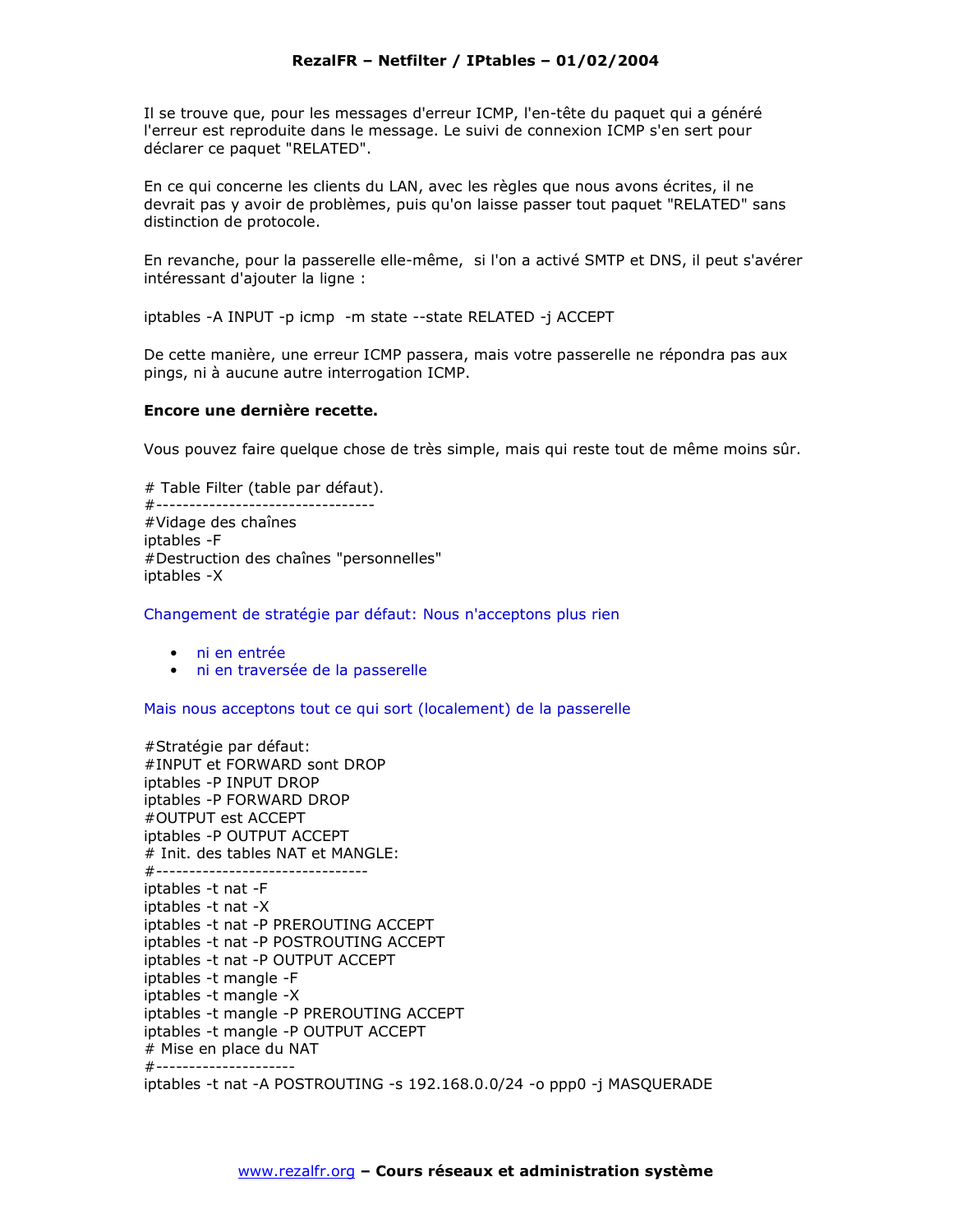Il se trouve que, pour les messages d'erreur ICMP, l'en-tête du paquet qui a généré l'erreur est reproduite dans le message. Le suivi de connexion ICMP s'en sert pour déclarer ce paquet "RELATED".

En ce qui concerne les clients du LAN, avec les règles que nous avons écrites, il ne devrait pas y avoir de problèmes, puis qu'on laisse passer tout paquet "RELATED" sans distinction de protocole.

En revanche, pour la passerelle elle-même, si l'on a activé SMTP et DNS, il peut s'avérer intéressant d'ajouter la ligne :

```
iptables -A INPUT -p icmp  -m state --state RELATED -j ACCEPT
```

De cette manière, une erreur ICMP passera, mais votre passerelle ne répondra pas aux pings, ni à aucune autre interrogation ICMP.

**Encore une dernière recette.**

Vous pouvez faire quelque chose de très simple, mais qui reste tout de même moins sûr.

```
# Table Filter (table par défaut).
#---------------------------------
#Vidage des chaînes
iptables -F
#Destruction des chaînes "personnelles"
iptables -X
```

Changement de stratégie par défaut: Nous n'acceptons plus rien

- ni en entrée
- ni en traversée de la passerelle

Mais nous acceptons tout ce qui sort (localement) de la passerelle

```
#Stratégie par défaut:
#INPUT et FORWARD sont DROP
iptables -P INPUT DROP
iptables -P FORWARD DROP
#OUTPUT est ACCEPT
iptables -P OUTPUT ACCEPT
# Init. des tables NAT et MANGLE:
#--------------------------------
iptables -t nat -F
iptables -t nat -X
iptables -t nat -P PREROUTING ACCEPT
iptables -t nat -P POSTROUTING ACCEPT
iptables -t nat -P OUTPUT ACCEPT
iptables -t mangle -F
iptables -t mangle -X
iptables -t mangle -P PREROUTING ACCEPT
iptables -t mangle -P OUTPUT ACCEPT
# Mise en place du NAT
#---------------------
iptables -t nat -A POSTROUTING -s 192.168.0.0/24 -o ppp0 -j MASQUERADE
```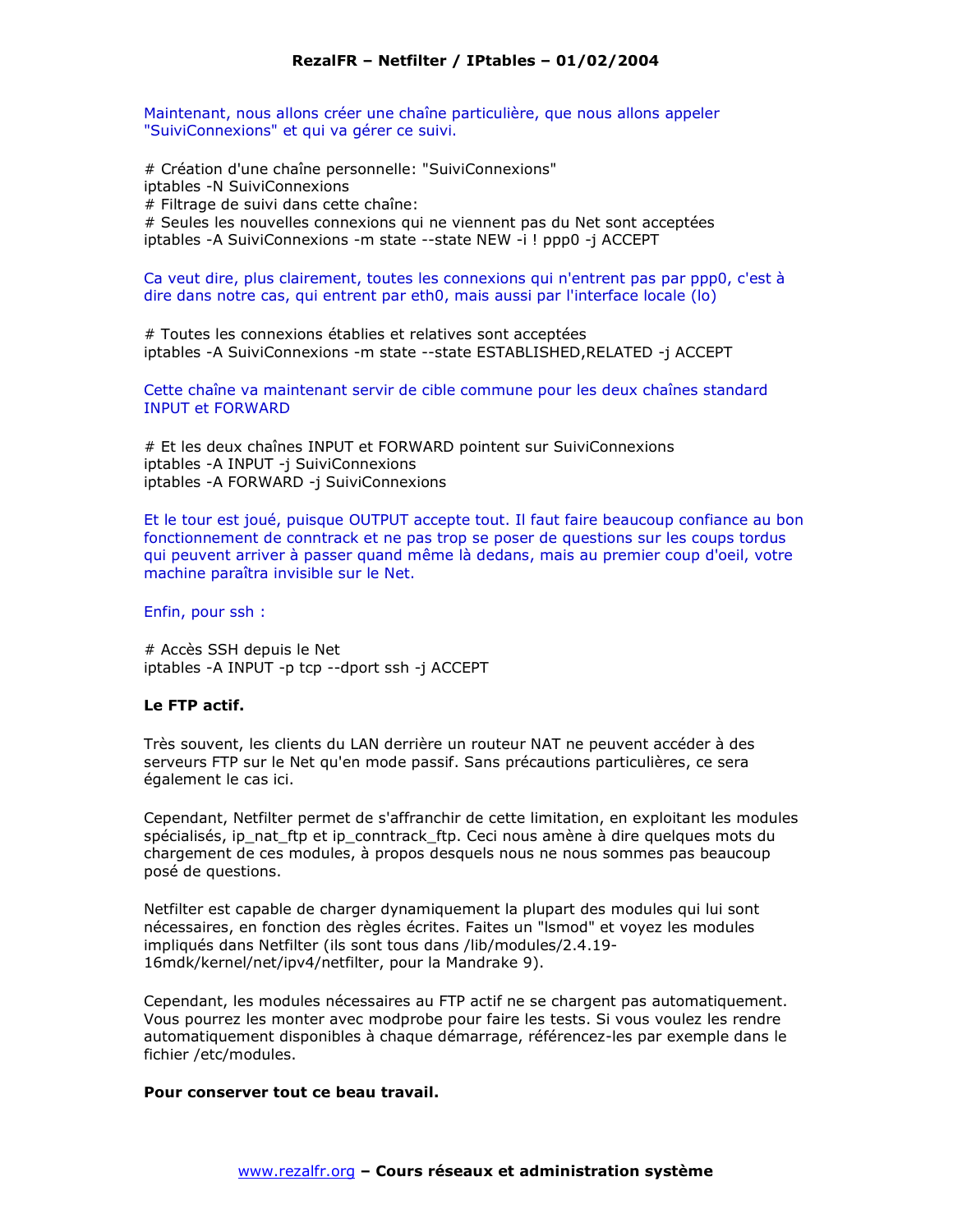Maintenant, nous allons créer une chaîne particulière, que nous allons appeler "SuiviConnexions" et qui va gérer ce suivi.

```
# Création d'une chaîne personnelle: "SuiviConnexions"
iptables -N SuiviConnexions
# Filtrage de suivi dans cette chaîne:
# Seules les nouvelles connexions qui ne viennent pas du Net sont acceptées
iptables -A SuiviConnexions -m state --state NEW -i ! ppp0 -j ACCEPT
```

Ca veut dire, plus clairement, toutes les connexions qui n'entrent pas par ppp0, c'est à dire dans notre cas, qui entrent par eth0, mais aussi par l'interface locale (lo)

```
# Toutes les connexions établies et relatives sont acceptées
iptables -A SuiviConnexions -m state --state ESTABLISHED,RELATED -j ACCEPT
```

Cette chaîne va maintenant servir de cible commune pour les deux chaînes standard INPUT et FORWARD

```
# Et les deux chaînes INPUT et FORWARD pointent sur SuiviConnexions
iptables -A INPUT -j SuiviConnexions
iptables -A FORWARD -j SuiviConnexions
```

Et le tour est joué, puisque OUTPUT accepte tout. Il faut faire beaucoup confiance au bon fonctionnement de conntrack et ne pas trop se poser de questions sur les coups tordus qui peuvent arriver à passer quand même là dedans, mais au premier coup d'oeil, votre machine paraîtra invisible sur le Net.

Enfin, pour ssh :

```
# Accès SSH depuis le Net
iptables -A INPUT -p tcp --dport ssh -j ACCEPT
```

**Le FTP actif.**

Très souvent, les clients du LAN derrière un routeur NAT ne peuvent accéder à des serveurs FTP sur le Net qu'en mode passif. Sans précautions particulières, ce sera également le cas ici.

Cependant, Netfilter permet de s'affranchir de cette limitation, en exploitant les modules spécialisés, ip_nat_ftp et ip_conntrack_ftp. Ceci nous amène à dire quelques mots du chargement de ces modules, à propos desquels nous ne nous sommes pas beaucoup posé de questions.

Netfilter est capable de charger dynamiquement la plupart des modules qui lui sont nécessaires, en fonction des règles écrites. Faites un "lsmod" et voyez les modules impliqués dans Netfilter (ils sont tous dans /lib/modules/2.4.19-16mdk/kernel/net/ipv4/netfilter, pour la Mandrake 9).

Cependant, les modules nécessaires au FTP actif ne se chargent pas automatiquement. Vous pourrez les monter avec modprobe pour faire les tests. Si vous voulez les rendre automatiquement disponibles à chaque démarrage, référencez-les par exemple dans le fichier /etc/modules.

**Pour conserver tout ce beau travail.**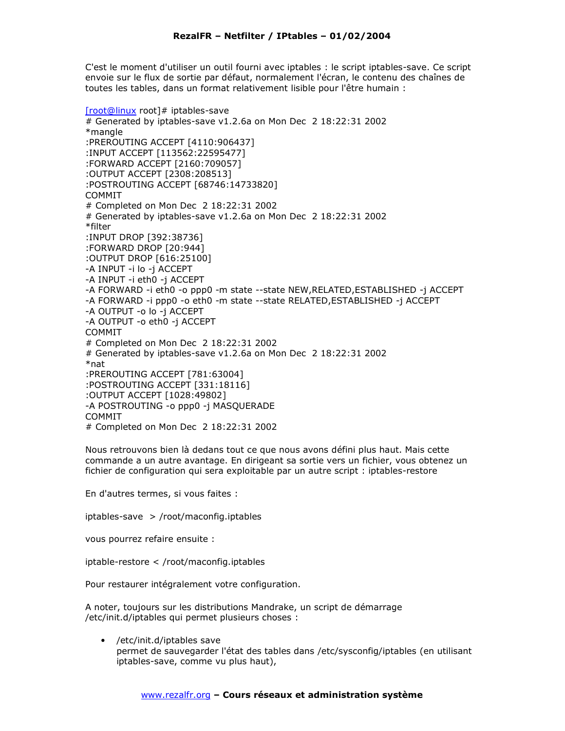C'est le moment d'utiliser un outil fourni avec iptables : le script iptables-save. Ce script envoie sur le flux de sortie par défaut, normalement l'écran, le contenu des chaînes de toutes les tables, dans un format relativement lisible pour l'être humain :

```
[root@linux root]# iptables-save
# Generated by iptables-save v1.2.6a on Mon Dec  2 18:22:31 2002
*mangle
:PREROUTING ACCEPT [4110:906437]
:INPUT ACCEPT [113562:22595477]
:FORWARD ACCEPT [2160:709057]
:OUTPUT ACCEPT [2308:208513]
:POSTROUTING ACCEPT [68746:14733820]
COMMIT
# Completed on Mon Dec  2 18:22:31 2002
# Generated by iptables-save v1.2.6a on Mon Dec  2 18:22:31 2002
*filter
:INPUT DROP [392:38736]
:FORWARD DROP [20:944]
:OUTPUT DROP [616:25100]
-A INPUT -i lo -j ACCEPT
-A INPUT -i eth0 -j ACCEPT
-A FORWARD -i eth0 -o ppp0 -m state --state NEW,RELATED,ESTABLISHED -j ACCEPT
-A FORWARD -i ppp0 -o eth0 -m state --state RELATED,ESTABLISHED -j ACCEPT
-A OUTPUT -o lo -j ACCEPT
-A OUTPUT -o eth0 -j ACCEPT
COMMIT
# Completed on Mon Dec  2 18:22:31 2002
# Generated by iptables-save v1.2.6a on Mon Dec  2 18:22:31 2002
*nat
:PREROUTING ACCEPT [781:63004]
:POSTROUTING ACCEPT [331:18116]
:OUTPUT ACCEPT [1028:49802]
-A POSTROUTING -o ppp0 -j MASQUERADE
COMMIT
# Completed on Mon Dec  2 18:22:31 2002
```

Nous retrouvons bien là dedans tout ce que nous avons défini plus haut. Mais cette commande a un autre avantage. En dirigeant sa sortie vers un fichier, vous obtenez un fichier de configuration qui sera exploitable par un autre script : iptables-restore

En d'autres termes, si vous faites :

```
iptables-save  > /root/maconfig.iptables
```

vous pourrez refaire ensuite :

```
iptable-restore < /root/maconfig.iptables
```

Pour restaurer intégralement votre configuration.

A noter, toujours sur les distributions Mandrake, un script de démarrage /etc/init.d/iptables qui permet plusieurs choses :

- /etc/init.d/iptables save
  permet de sauvegarder l'état des tables dans /etc/sysconfig/iptables (en utilisant iptables-save, comme vu plus haut),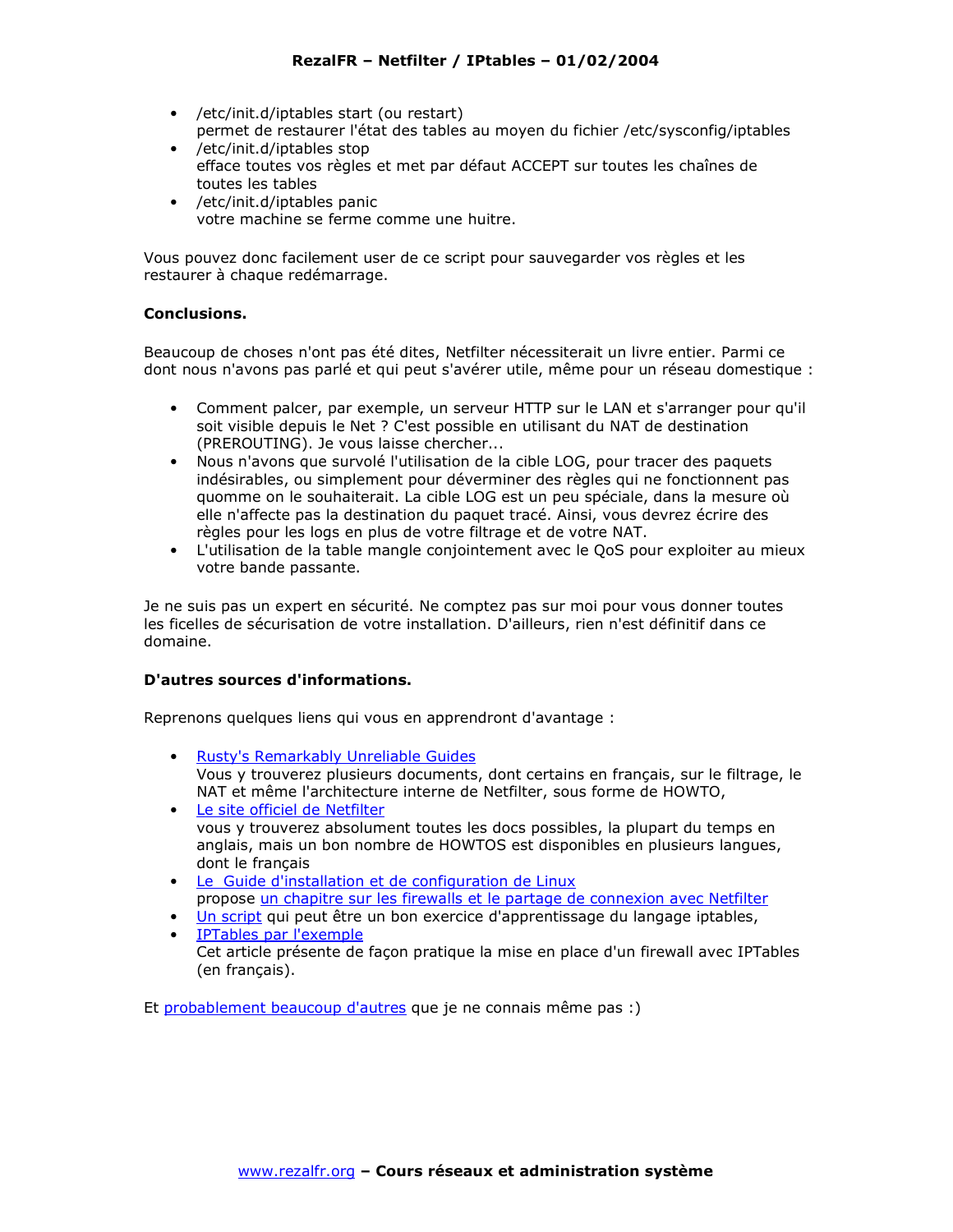- /etc/init.d/iptables start (ou restart)
  permet de restaurer l'état des tables au moyen du fichier /etc/sysconfig/iptables
- /etc/init.d/iptables stop
  efface toutes vos règles et met par défaut ACCEPT sur toutes les chaînes de toutes les tables
- /etc/init.d/iptables panic
  votre machine se ferme comme une huitre.

Vous pouvez donc facilement user de ce script pour sauvegarder vos règles et les restaurer à chaque redémarrage.

**Conclusions.**

Beaucoup de choses n'ont pas été dites, Netfilter nécessiterait un livre entier. Parmi ce dont nous n'avons pas parlé et qui peut s'avérer utile, même pour un réseau domestique :

- Comment palcer, par exemple, un serveur HTTP sur le LAN et s'arranger pour qu'il soit visible depuis le Net ? C'est possible en utilisant du NAT de destination (PREROUTING). Je vous laisse chercher...
- Nous n'avons que survolé l'utilisation de la cible LOG, pour tracer des paquets indésirables, ou simplement pour déverminer des règles qui ne fonctionnent pas quomme on le souhaiterait. La cible LOG est un peu spéciale, dans la mesure où elle n'affecte pas la destination du paquet tracé. Ainsi, vous devrez écrire des règles pour les logs en plus de votre filtrage et de votre NAT.
- L'utilisation de la table mangle conjointement avec le QoS pour exploiter au mieux votre bande passante.

Je ne suis pas un expert en sécurité. Ne comptez pas sur moi pour vous donner toutes les ficelles de sécurisation de votre installation. D'ailleurs, rien n'est définitif dans ce domaine.

**D'autres sources d'informations.**

Reprenons quelques liens qui vous en apprendront d'avantage :

- Rusty's Remarkably Unreliable Guides
  Vous y trouverez plusieurs documents, dont certains en français, sur le filtrage, le NAT et même l'architecture interne de Netfilter, sous forme de HOWTO,
- Le site officiel de Netfilter
  vous y trouverez absolument toutes les docs possibles, la plupart du temps en anglais, mais un bon nombre de HOWTOS est disponibles en plusieurs langues, dont le français
- Le Guide d'installation et de configuration de Linux
  propose un chapitre sur les firewalls et le partage de connexion avec Netfilter
- Un script qui peut être un bon exercice d'apprentissage du langage iptables,
- IPTables par l'exemple
  Cet article présente de façon pratique la mise en place d'un firewall avec IPTables (en français).

Et probablement beaucoup d'autres que je ne connais même pas :)